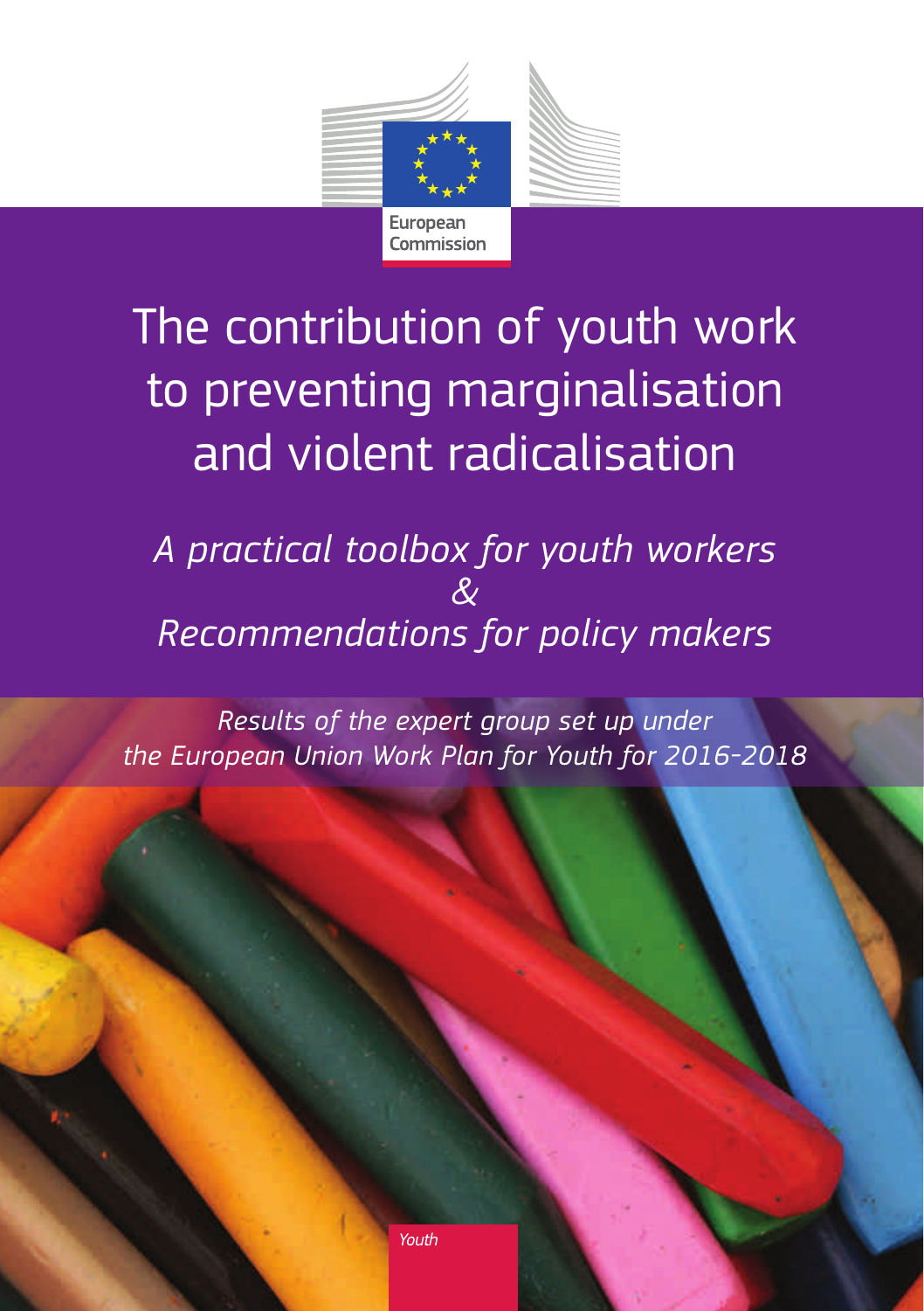European Commission

# The contribution of youth work to preventing marginalisation and violent radicalisation

*A practical toolbox for youth workers*
*&*
*Recommendations for policy makers*

*Results of the expert group set up under the European Union Work Plan for Youth for 2016-2018*

*Youth*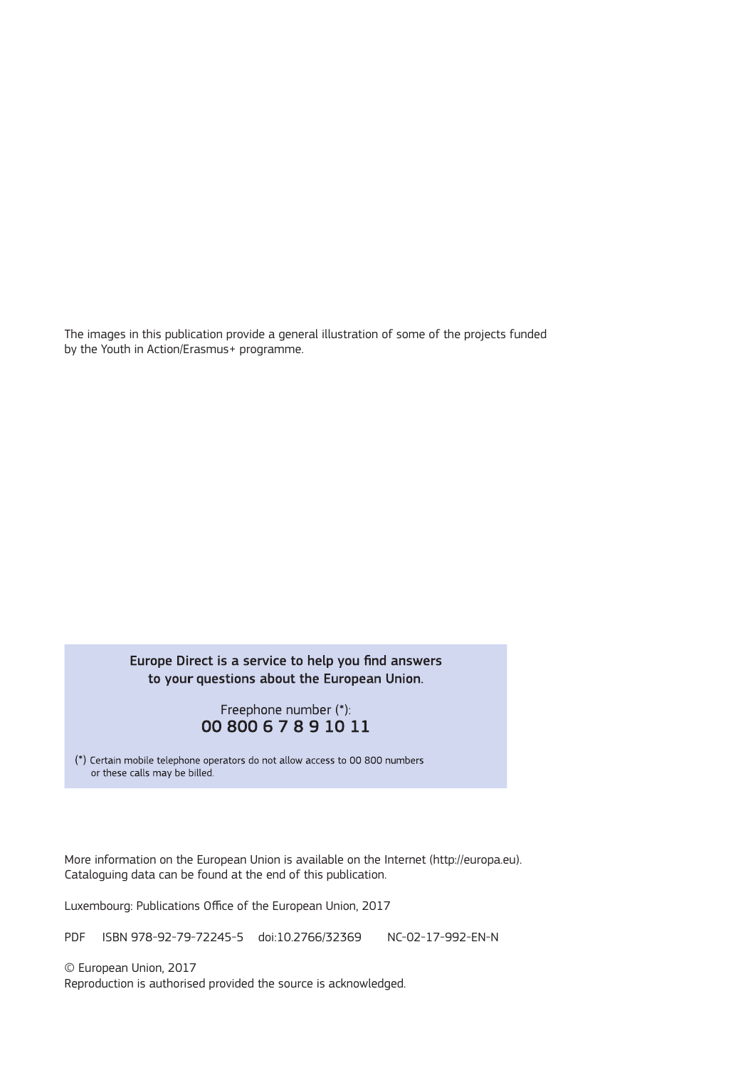The images in this publication provide a general illustration of some of the projects funded by the Youth in Action/Erasmus+ programme.

**Europe Direct is a service to help you find answers to your questions about the European Union.**

Freephone number (*):
**00 800 6 7 8 9 10 11**

(*) Certain mobile telephone operators do not allow access to 00 800 numbers or these calls may be billed.

More information on the European Union is available on the Internet (http://europa.eu).
Cataloguing data can be found at the end of this publication.

Luxembourg: Publications Office of the European Union, 2017

PDF ISBN 978-92-79-72245-5 doi:10.2766/32369 NC-02-17-992-EN-N

© European Union, 2017
Reproduction is authorised provided the source is acknowledged.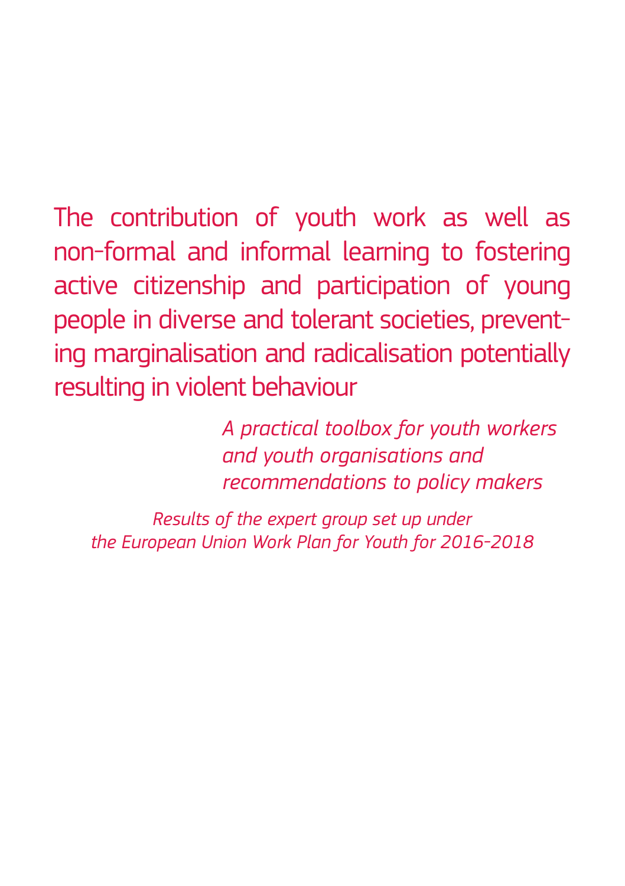# The contribution of youth work as well as non-formal and informal learning to fostering active citizenship and participation of young people in diverse and tolerant societies, preventing marginalisation and radicalisation potentially resulting in violent behaviour

*A practical toolbox for youth workers and youth organisations and recommendations to policy makers*

*Results of the expert group set up under the European Union Work Plan for Youth for 2016-2018*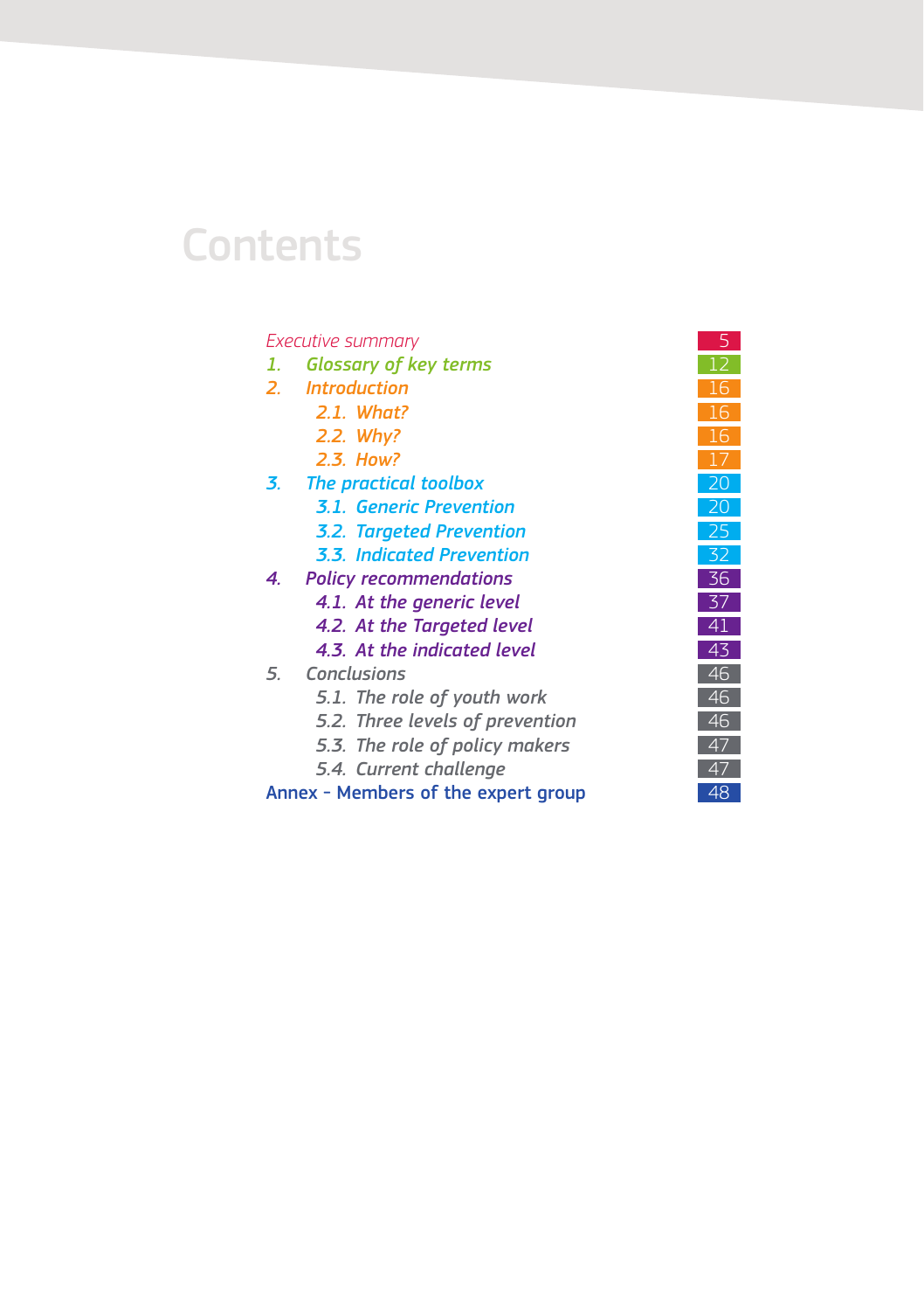# Contents

| | |
|---|---|
| *Executive summary* | 5 |
| *1. Glossary of key terms* | 12 |
| *2. Introduction* | 16 |
| *2.1. What?* | 16 |
| *2.2. Why?* | 16 |
| *2.3. How?* | 17 |
| *3. The practical toolbox* | 20 |
| *3.1. Generic Prevention* | 20 |
| *3.2. Targeted Prevention* | 25 |
| *3.3. Indicated Prevention* | 32 |
| *4. Policy recommendations* | 36 |
| *4.1. At the generic level* | 37 |
| *4.2. At the Targeted level* | 41 |
| *4.3. At the indicated level* | 43 |
| *5. Conclusions* | 46 |
| *5.1. The role of youth work* | 46 |
| *5.2. Three levels of prevention* | 46 |
| *5.3. The role of policy makers* | 47 |
| *5.4. Current challenge* | 47 |
| Annex – Members of the expert group | 48 |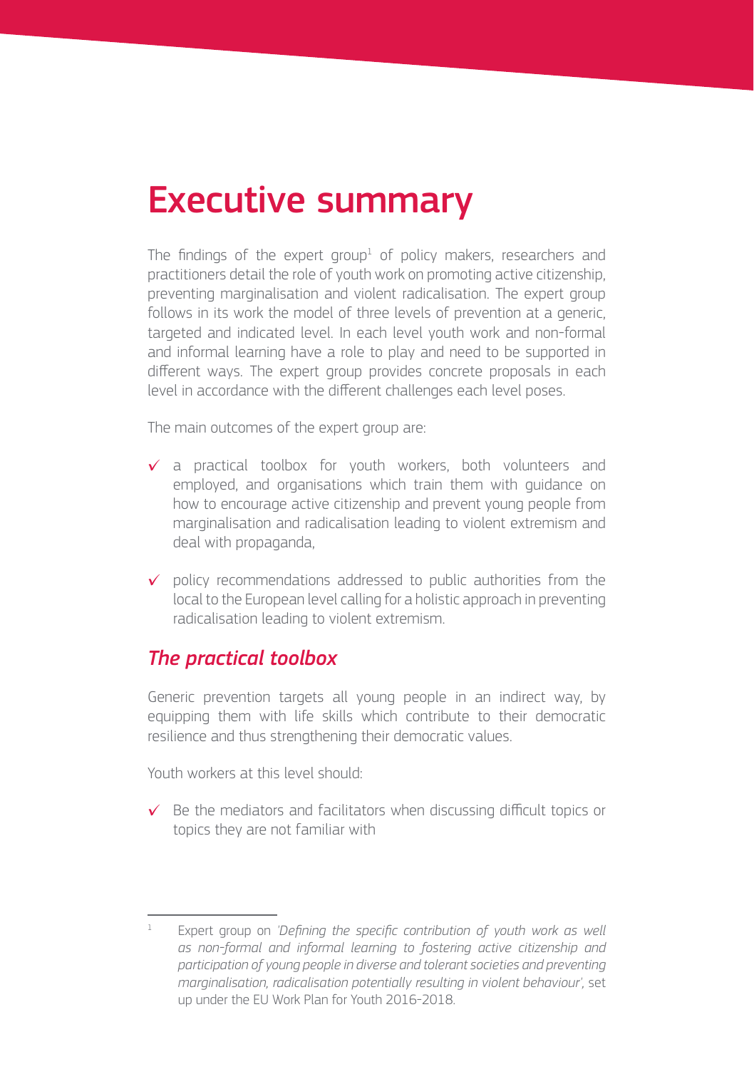# Executive summary

The findings of the expert group[1] of policy makers, researchers and practitioners detail the role of youth work on promoting active citizenship, preventing marginalisation and violent radicalisation. The expert group follows in its work the model of three levels of prevention at a generic, targeted and indicated level. In each level youth work and non-formal and informal learning have a role to play and need to be supported in different ways. The expert group provides concrete proposals in each level in accordance with the different challenges each level poses.

The main outcomes of the expert group are:

- ✓ a practical toolbox for youth workers, both volunteers and employed, and organisations which train them with guidance on how to encourage active citizenship and prevent young people from marginalisation and radicalisation leading to violent extremism and deal with propaganda,
- ✓ policy recommendations addressed to public authorities from the local to the European level calling for a holistic approach in preventing radicalisation leading to violent extremism.

## *The practical toolbox*

Generic prevention targets all young people in an indirect way, by equipping them with life skills which contribute to their democratic resilience and thus strengthening their democratic values.

Youth workers at this level should:

- ✓ Be the mediators and facilitators when discussing difficult topics or topics they are not familiar with

---

[1] Expert group on *'Defining the specific contribution of youth work as well as non-formal and informal learning to fostering active citizenship and participation of young people in diverse and tolerant societies and preventing marginalisation, radicalisation potentially resulting in violent behaviour'*, set up under the EU Work Plan for Youth 2016-2018.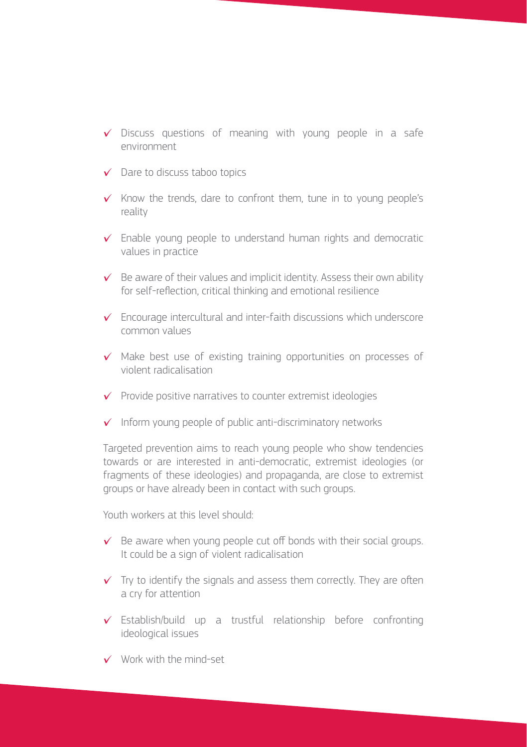- ✓ Discuss questions of meaning with young people in a safe environment
- ✓ Dare to discuss taboo topics
- ✓ Know the trends, dare to confront them, tune in to young people's reality
- ✓ Enable young people to understand human rights and democratic values in practice
- ✓ Be aware of their values and implicit identity. Assess their own ability for self-reflection, critical thinking and emotional resilience
- ✓ Encourage intercultural and inter-faith discussions which underscore common values
- ✓ Make best use of existing training opportunities on processes of violent radicalisation
- ✓ Provide positive narratives to counter extremist ideologies
- ✓ Inform young people of public anti-discriminatory networks

Targeted prevention aims to reach young people who show tendencies towards or are interested in anti-democratic, extremist ideologies (or fragments of these ideologies) and propaganda, are close to extremist groups or have already been in contact with such groups.

Youth workers at this level should:

- ✓ Be aware when young people cut off bonds with their social groups. It could be a sign of violent radicalisation
- ✓ Try to identify the signals and assess them correctly. They are often a cry for attention
- ✓ Establish/build up a trustful relationship before confronting ideological issues
- ✓ Work with the mind-set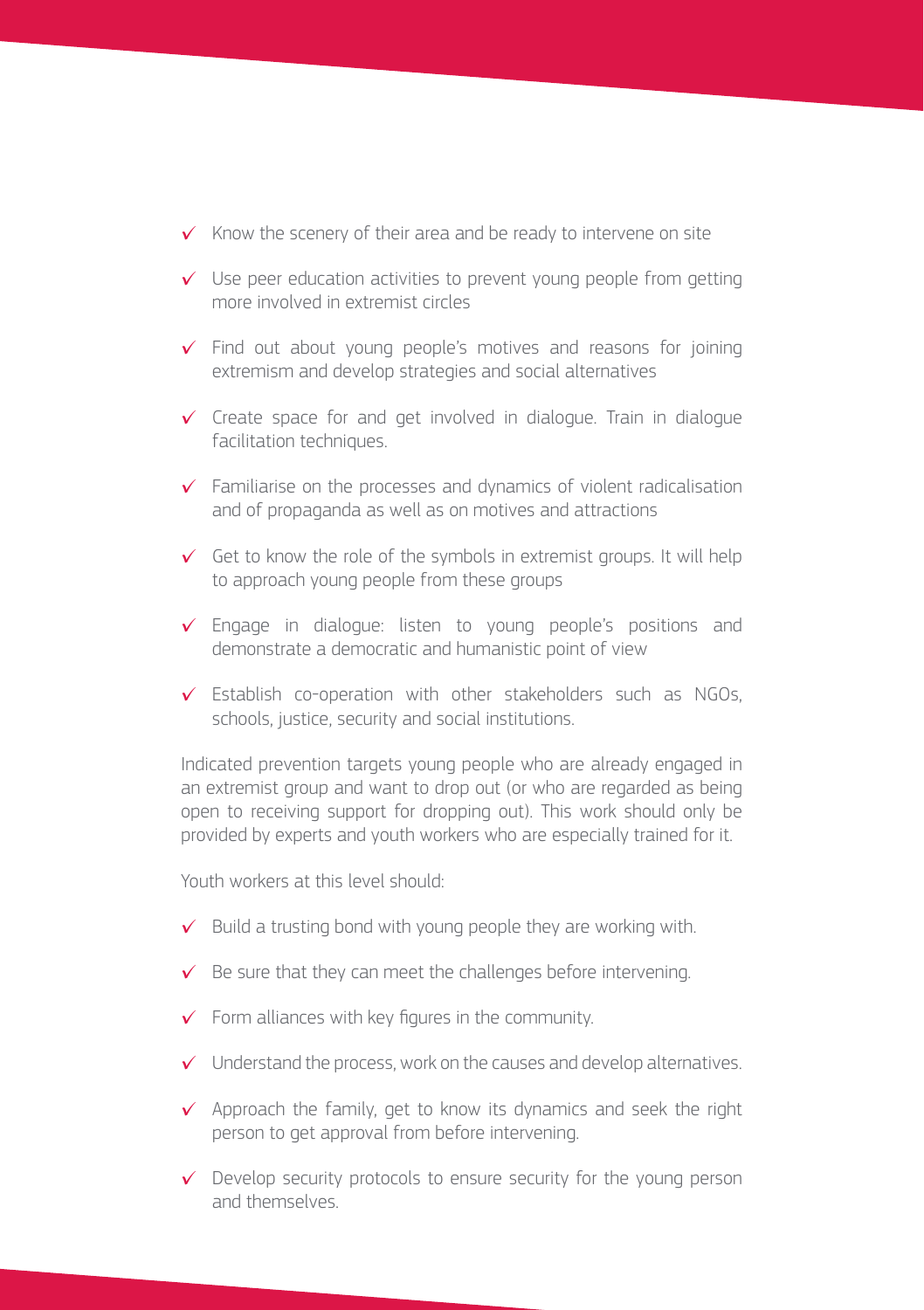- Know the scenery of their area and be ready to intervene on site
- Use peer education activities to prevent young people from getting more involved in extremist circles
- Find out about young people's motives and reasons for joining extremism and develop strategies and social alternatives
- Create space for and get involved in dialogue. Train in dialogue facilitation techniques.
- Familiarise on the processes and dynamics of violent radicalisation and of propaganda as well as on motives and attractions
- Get to know the role of the symbols in extremist groups. It will help to approach young people from these groups
- Engage in dialogue: listen to young people's positions and demonstrate a democratic and humanistic point of view
- Establish co-operation with other stakeholders such as NGOs, schools, justice, security and social institutions.

Indicated prevention targets young people who are already engaged in an extremist group and want to drop out (or who are regarded as being open to receiving support for dropping out). This work should only be provided by experts and youth workers who are especially trained for it.

Youth workers at this level should:

- Build a trusting bond with young people they are working with.
- Be sure that they can meet the challenges before intervening.
- Form alliances with key figures in the community.
- Understand the process, work on the causes and develop alternatives.
- Approach the family, get to know its dynamics and seek the right person to get approval from before intervening.
- Develop security protocols to ensure security for the young person and themselves.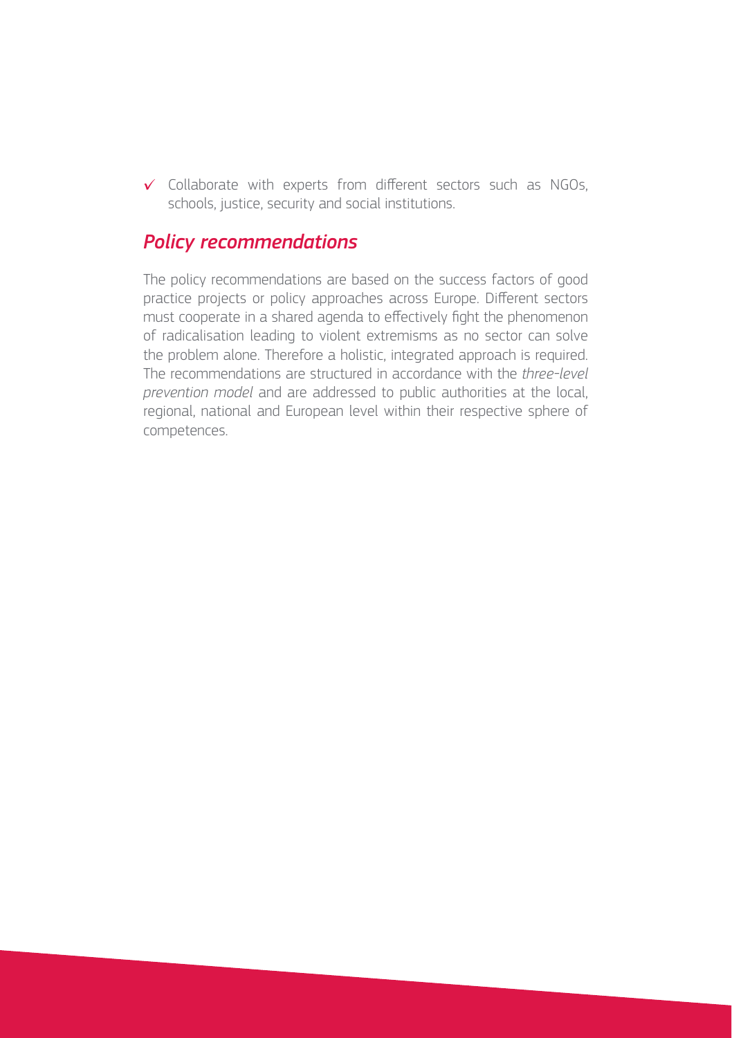- ✓ Collaborate with experts from different sectors such as NGOs, schools, justice, security and social institutions.

## *Policy recommendations*

The policy recommendations are based on the success factors of good practice projects or policy approaches across Europe. Different sectors must cooperate in a shared agenda to effectively fight the phenomenon of radicalisation leading to violent extremisms as no sector can solve the problem alone. Therefore a holistic, integrated approach is required. The recommendations are structured in accordance with the *three-level prevention model* and are addressed to public authorities at the local, regional, national and European level within their respective sphere of competences.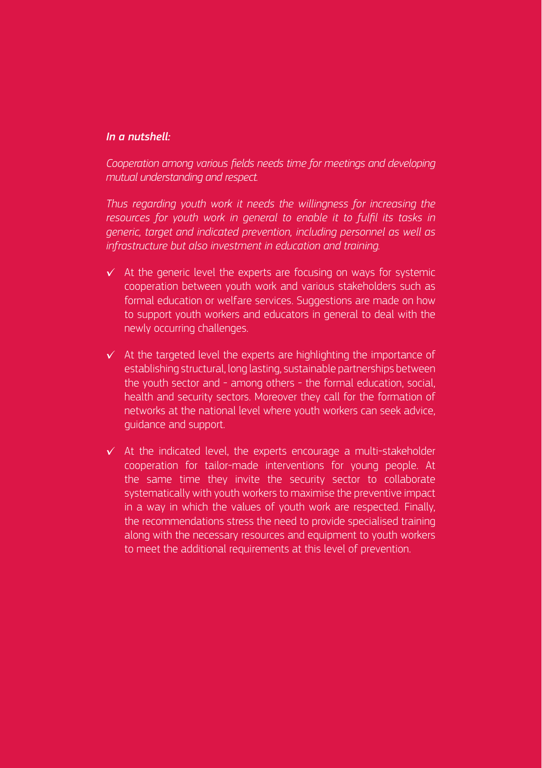***In a nutshell:***

*Cooperation among various fields needs time for meetings and developing mutual understanding and respect.*

*Thus regarding youth work it needs the willingness for increasing the resources for youth work in general to enable it to fulfil its tasks in generic, target and indicated prevention, including personnel as well as infrastructure but also investment in education and training.*

- ✓ At the generic level the experts are focusing on ways for systemic cooperation between youth work and various stakeholders such as formal education or welfare services. Suggestions are made on how to support youth workers and educators in general to deal with the newly occurring challenges.

- ✓ At the targeted level the experts are highlighting the importance of establishing structural, long lasting, sustainable partnerships between the youth sector and - among others - the formal education, social, health and security sectors. Moreover they call for the formation of networks at the national level where youth workers can seek advice, guidance and support.

- ✓ At the indicated level, the experts encourage a multi-stakeholder cooperation for tailor-made interventions for young people. At the same time they invite the security sector to collaborate systematically with youth workers to maximise the preventive impact in a way in which the values of youth work are respected. Finally, the recommendations stress the need to provide specialised training along with the necessary resources and equipment to youth workers to meet the additional requirements at this level of prevention.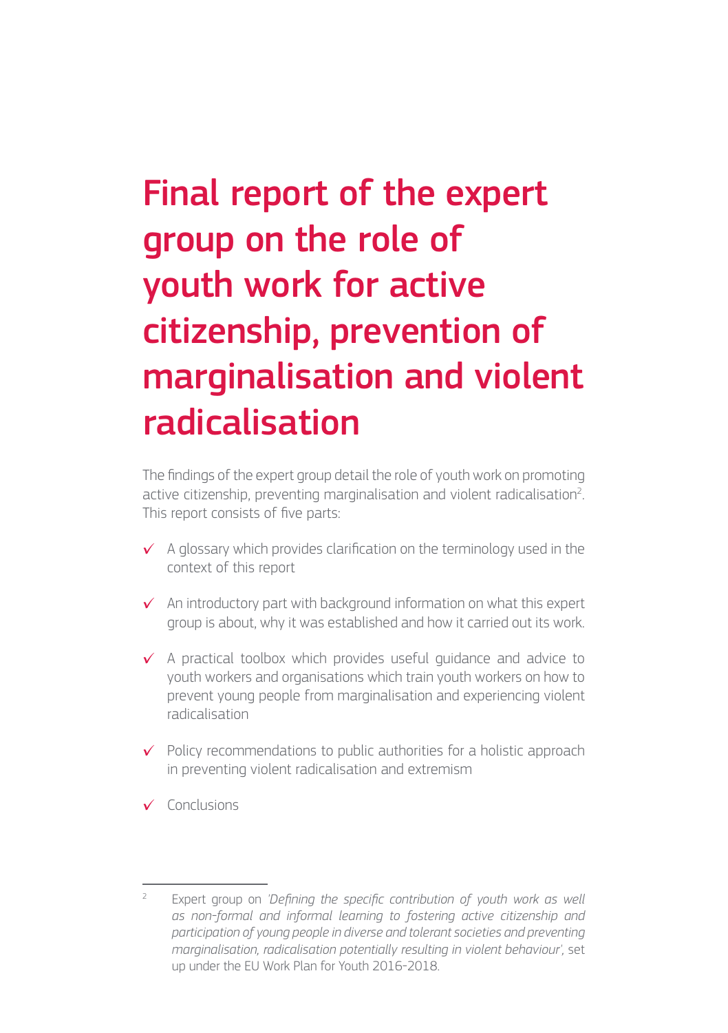# Final report of the expert group on the role of youth work for active citizenship, prevention of marginalisation and violent radicalisation

The findings of the expert group detail the role of youth work on promoting active citizenship, preventing marginalisation and violent radicalisation[2]. This report consists of five parts:

- ✓ A glossary which provides clarification on the terminology used in the context of this report
- ✓ An introductory part with background information on what this expert group is about, why it was established and how it carried out its work.
- ✓ A practical toolbox which provides useful guidance and advice to youth workers and organisations which train youth workers on how to prevent young people from marginalisation and experiencing violent radicalisation
- ✓ Policy recommendations to public authorities for a holistic approach in preventing violent radicalisation and extremism
- ✓ Conclusions

---

[2] Expert group on *'Defining the specific contribution of youth work as well as non-formal and informal learning to fostering active citizenship and participation of young people in diverse and tolerant societies and preventing marginalisation, radicalisation potentially resulting in violent behaviour'*, set up under the EU Work Plan for Youth 2016-2018.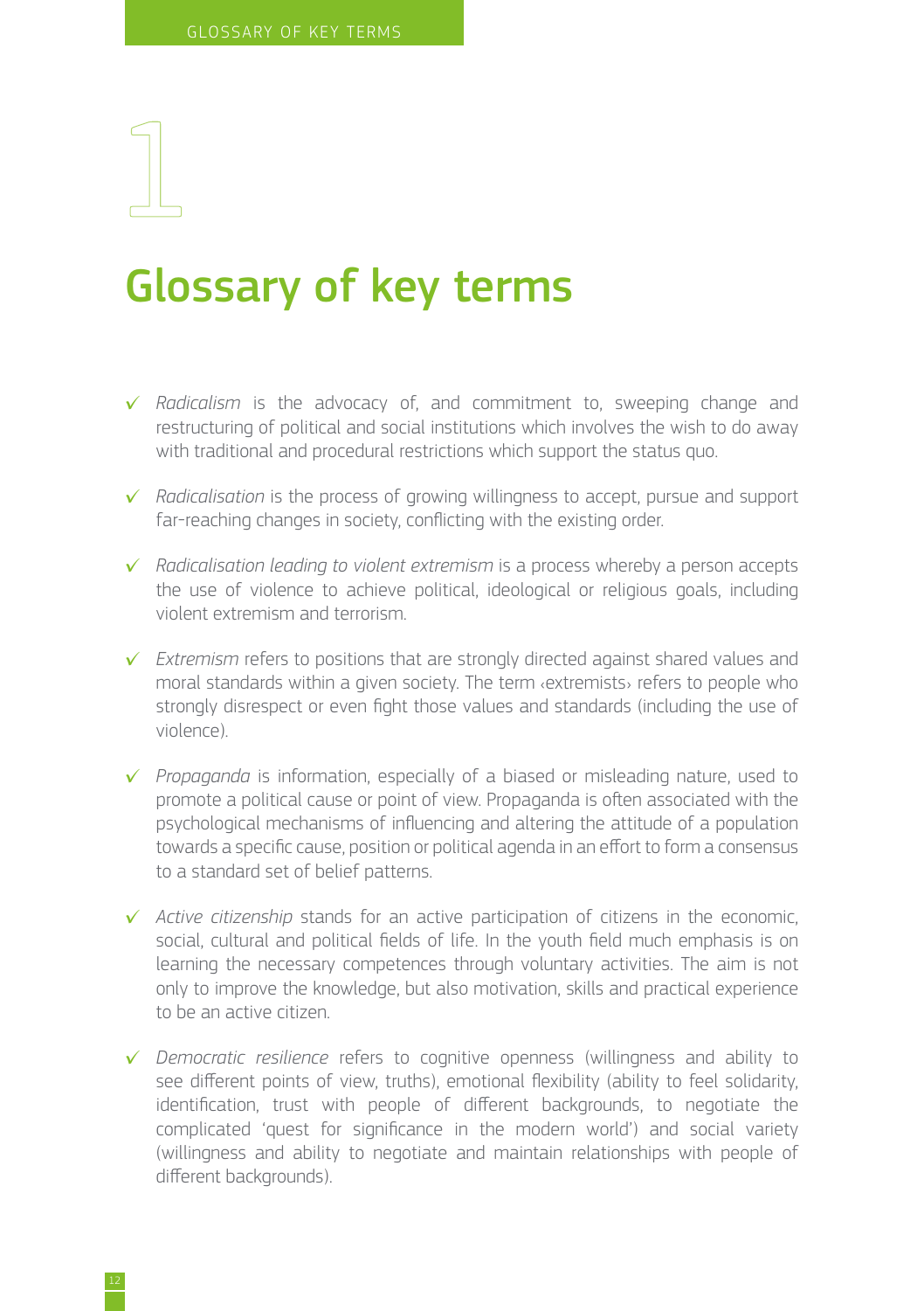# 1

# Glossary of key terms

- ✓ *Radicalism* is the advocacy of, and commitment to, sweeping change and restructuring of political and social institutions which involves the wish to do away with traditional and procedural restrictions which support the status quo.

- ✓ *Radicalisation* is the process of growing willingness to accept, pursue and support far-reaching changes in society, conflicting with the existing order.

- ✓ *Radicalisation leading to violent extremism* is a process whereby a person accepts the use of violence to achieve political, ideological or religious goals, including violent extremism and terrorism.

- ✓ *Extremism* refers to positions that are strongly directed against shared values and moral standards within a given society. The term ‹extremists› refers to people who strongly disrespect or even fight those values and standards (including the use of violence).

- ✓ *Propaganda* is information, especially of a biased or misleading nature, used to promote a political cause or point of view. Propaganda is often associated with the psychological mechanisms of influencing and altering the attitude of a population towards a specific cause, position or political agenda in an effort to form a consensus to a standard set of belief patterns.

- ✓ *Active citizenship* stands for an active participation of citizens in the economic, social, cultural and political fields of life. In the youth field much emphasis is on learning the necessary competences through voluntary activities. The aim is not only to improve the knowledge, but also motivation, skills and practical experience to be an active citizen.

- ✓ *Democratic resilience* refers to cognitive openness (willingness and ability to see different points of view, truths), emotional flexibility (ability to feel solidarity, identification, trust with people of different backgrounds, to negotiate the complicated 'quest for significance in the modern world') and social variety (willingness and ability to negotiate and maintain relationships with people of different backgrounds).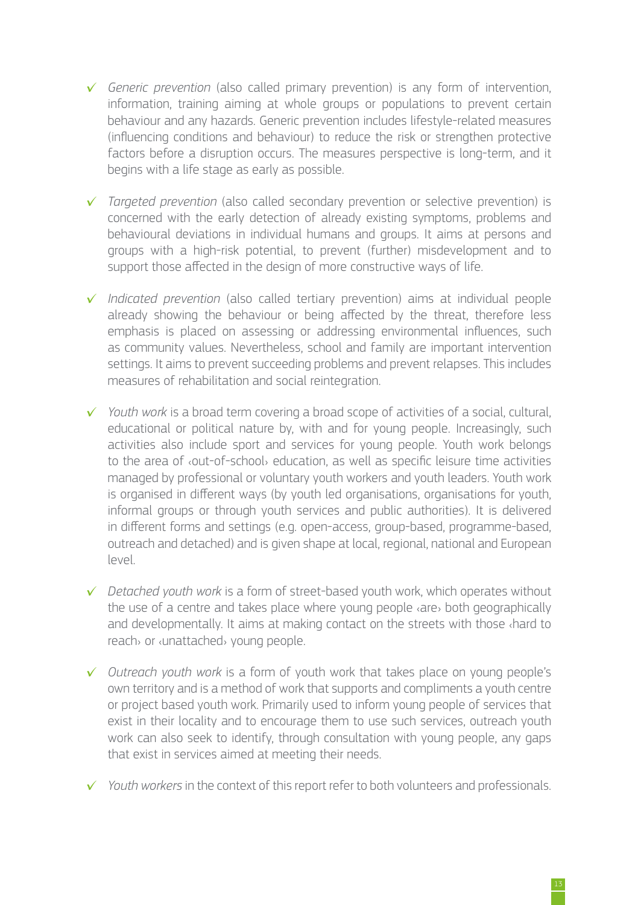- ✓ *Generic prevention* (also called primary prevention) is any form of intervention, information, training aiming at whole groups or populations to prevent certain behaviour and any hazards. Generic prevention includes lifestyle-related measures (influencing conditions and behaviour) to reduce the risk or strengthen protective factors before a disruption occurs. The measures perspective is long-term, and it begins with a life stage as early as possible.

- ✓ *Targeted prevention* (also called secondary prevention or selective prevention) is concerned with the early detection of already existing symptoms, problems and behavioural deviations in individual humans and groups. It aims at persons and groups with a high-risk potential, to prevent (further) misdevelopment and to support those affected in the design of more constructive ways of life.

- ✓ *Indicated prevention* (also called tertiary prevention) aims at individual people already showing the behaviour or being affected by the threat, therefore less emphasis is placed on assessing or addressing environmental influences, such as community values. Nevertheless, school and family are important intervention settings. It aims to prevent succeeding problems and prevent relapses. This includes measures of rehabilitation and social reintegration.

- ✓ *Youth work* is a broad term covering a broad scope of activities of a social, cultural, educational or political nature by, with and for young people. Increasingly, such activities also include sport and services for young people. Youth work belongs to the area of ‹out-of-school› education, as well as specific leisure time activities managed by professional or voluntary youth workers and youth leaders. Youth work is organised in different ways (by youth led organisations, organisations for youth, informal groups or through youth services and public authorities). It is delivered in different forms and settings (e.g. open-access, group-based, programme-based, outreach and detached) and is given shape at local, regional, national and European level.

- ✓ *Detached youth work* is a form of street-based youth work, which operates without the use of a centre and takes place where young people ‹are› both geographically and developmentally. It aims at making contact on the streets with those ‹hard to reach› or ‹unattached› young people.

- ✓ *Outreach youth work* is a form of youth work that takes place on young people's own territory and is a method of work that supports and compliments a youth centre or project based youth work. Primarily used to inform young people of services that exist in their locality and to encourage them to use such services, outreach youth work can also seek to identify, through consultation with young people, any gaps that exist in services aimed at meeting their needs.

- ✓ *Youth workers* in the context of this report refer to both volunteers and professionals.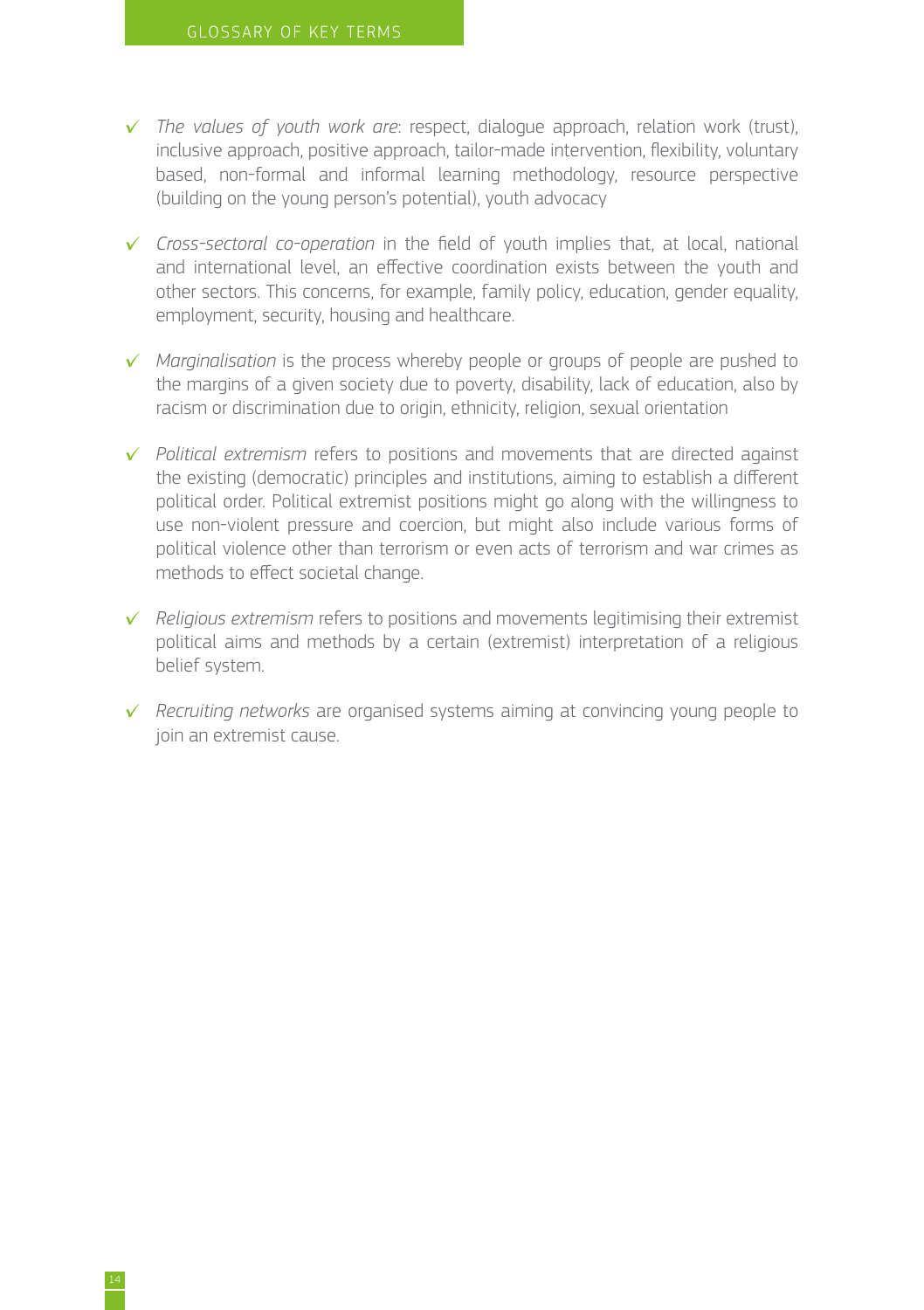- *The values of youth work are*: respect, dialogue approach, relation work (trust), inclusive approach, positive approach, tailor-made intervention, flexibility, voluntary based, non-formal and informal learning methodology, resource perspective (building on the young person's potential), youth advocacy

- *Cross-sectoral co-operation* in the field of youth implies that, at local, national and international level, an effective coordination exists between the youth and other sectors. This concerns, for example, family policy, education, gender equality, employment, security, housing and healthcare.

- *Marginalisation* is the process whereby people or groups of people are pushed to the margins of a given society due to poverty, disability, lack of education, also by racism or discrimination due to origin, ethnicity, religion, sexual orientation

- *Political extremism* refers to positions and movements that are directed against the existing (democratic) principles and institutions, aiming to establish a different political order. Political extremist positions might go along with the willingness to use non-violent pressure and coercion, but might also include various forms of political violence other than terrorism or even acts of terrorism and war crimes as methods to effect societal change.

- *Religious extremism* refers to positions and movements legitimising their extremist political aims and methods by a certain (extremist) interpretation of a religious belief system.

- *Recruiting networks* are organised systems aiming at convincing young people to join an extremist cause.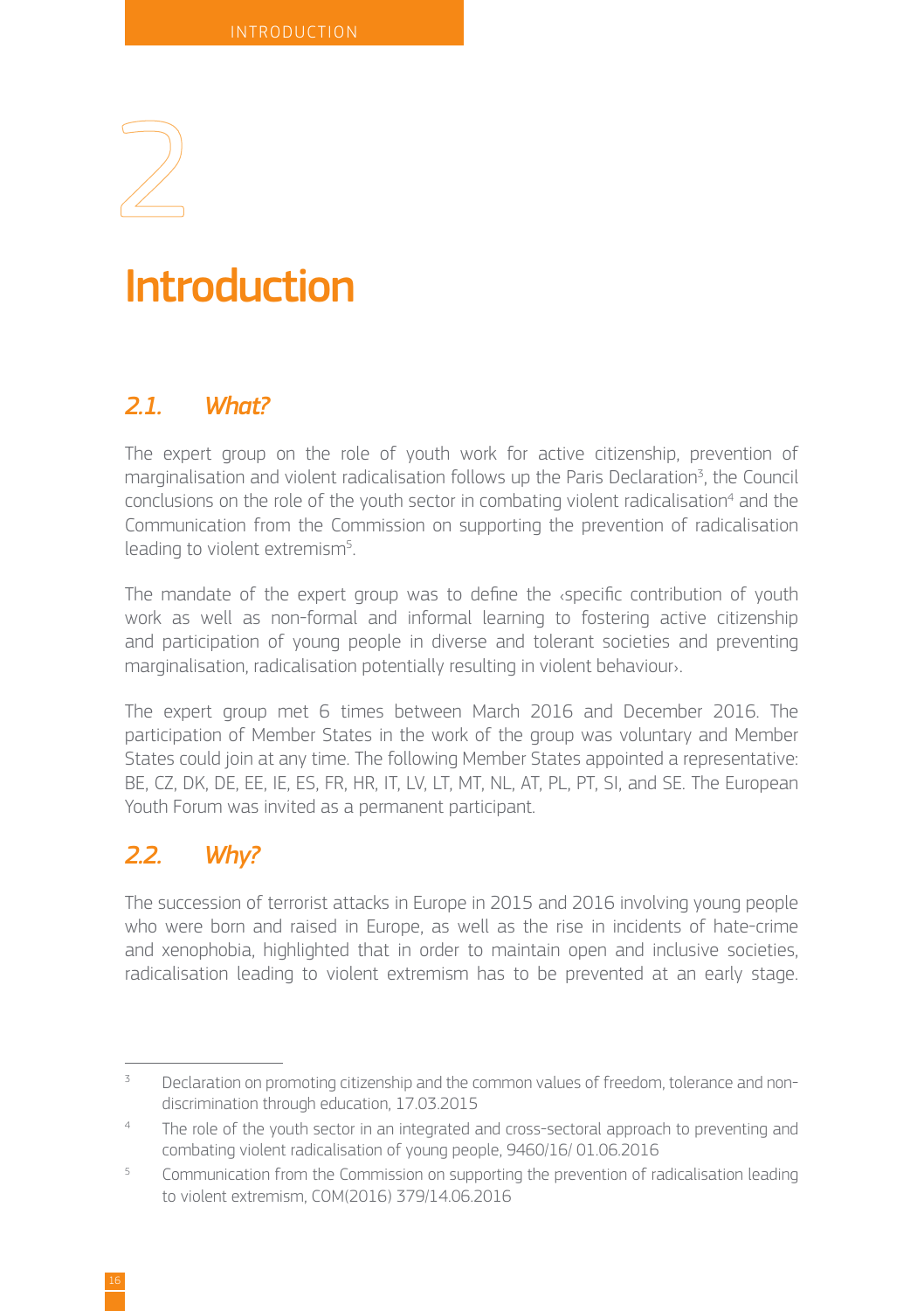# 2 Introduction

## *2.1. What?*

The expert group on the role of youth work for active citizenship, prevention of marginalisation and violent radicalisation follows up the Paris Declaration[3], the Council conclusions on the role of the youth sector in combating violent radicalisation[4] and the Communication from the Commission on supporting the prevention of radicalisation leading to violent extremism[5].

The mandate of the expert group was to define the ‹specific contribution of youth work as well as non-formal and informal learning to fostering active citizenship and participation of young people in diverse and tolerant societies and preventing marginalisation, radicalisation potentially resulting in violent behaviour›.

The expert group met 6 times between March 2016 and December 2016. The participation of Member States in the work of the group was voluntary and Member States could join at any time. The following Member States appointed a representative: BE, CZ, DK, DE, EE, IE, ES, FR, HR, IT, LV, LT, MT, NL, AT, PL, PT, SI, and SE. The European Youth Forum was invited as a permanent participant.

## *2.2. Why?*

The succession of terrorist attacks in Europe in 2015 and 2016 involving young people who were born and raised in Europe, as well as the rise in incidents of hate-crime and xenophobia, highlighted that in order to maintain open and inclusive societies, radicalisation leading to violent extremism has to be prevented at an early stage.

---

[3] Declaration on promoting citizenship and the common values of freedom, tolerance and non-discrimination through education, 17.03.2015

[4] The role of the youth sector in an integrated and cross-sectoral approach to preventing and combating violent radicalisation of young people, 9460/16/ 01.06.2016

[5] Communication from the Commission on supporting the prevention of radicalisation leading to violent extremism, COM(2016) 379/14.06.2016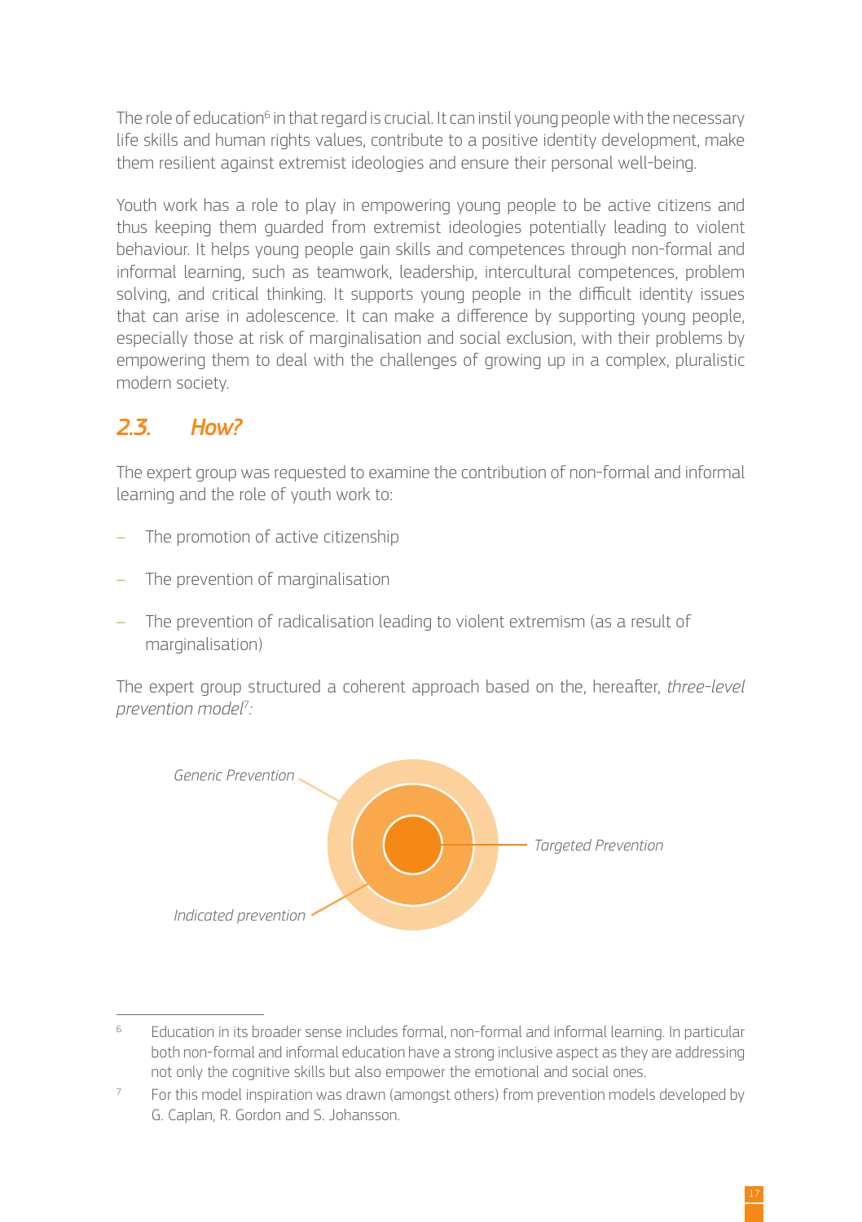The role of education[6] in that regard is crucial. It can instil young people with the necessary life skills and human rights values, contribute to a positive identity development, make them resilient against extremist ideologies and ensure their personal well-being.

Youth work has a role to play in empowering young people to be active citizens and thus keeping them guarded from extremist ideologies potentially leading to violent behaviour. It helps young people gain skills and competences through non-formal and informal learning, such as teamwork, leadership, intercultural competences, problem solving, and critical thinking. It supports young people in the difficult identity issues that can arise in adolescence. It can make a difference by supporting young people, especially those at risk of marginalisation and social exclusion, with their problems by empowering them to deal with the challenges of growing up in a complex, pluralistic modern society.

## *2.3. How?*

The expert group was requested to examine the contribution of non-formal and informal learning and the role of youth work to:

- The promotion of active citizenship
- The prevention of marginalisation
- The prevention of radicalisation leading to violent extremism (as a result of marginalisation)

The expert group structured a coherent approach based on the, hereafter, *three-level prevention model*[7]*:*

*Generic Prevention*

*Targeted Prevention*

*Indicated prevention*

---

[6] Education in its broader sense includes formal, non-formal and informal learning. In particular both non-formal and informal education have a strong inclusive aspect as they are addressing not only the cognitive skills but also empower the emotional and social ones.

[7] For this model inspiration was drawn (amongst others) from prevention models developed by G. Caplan, R. Gordon and S. Johansson.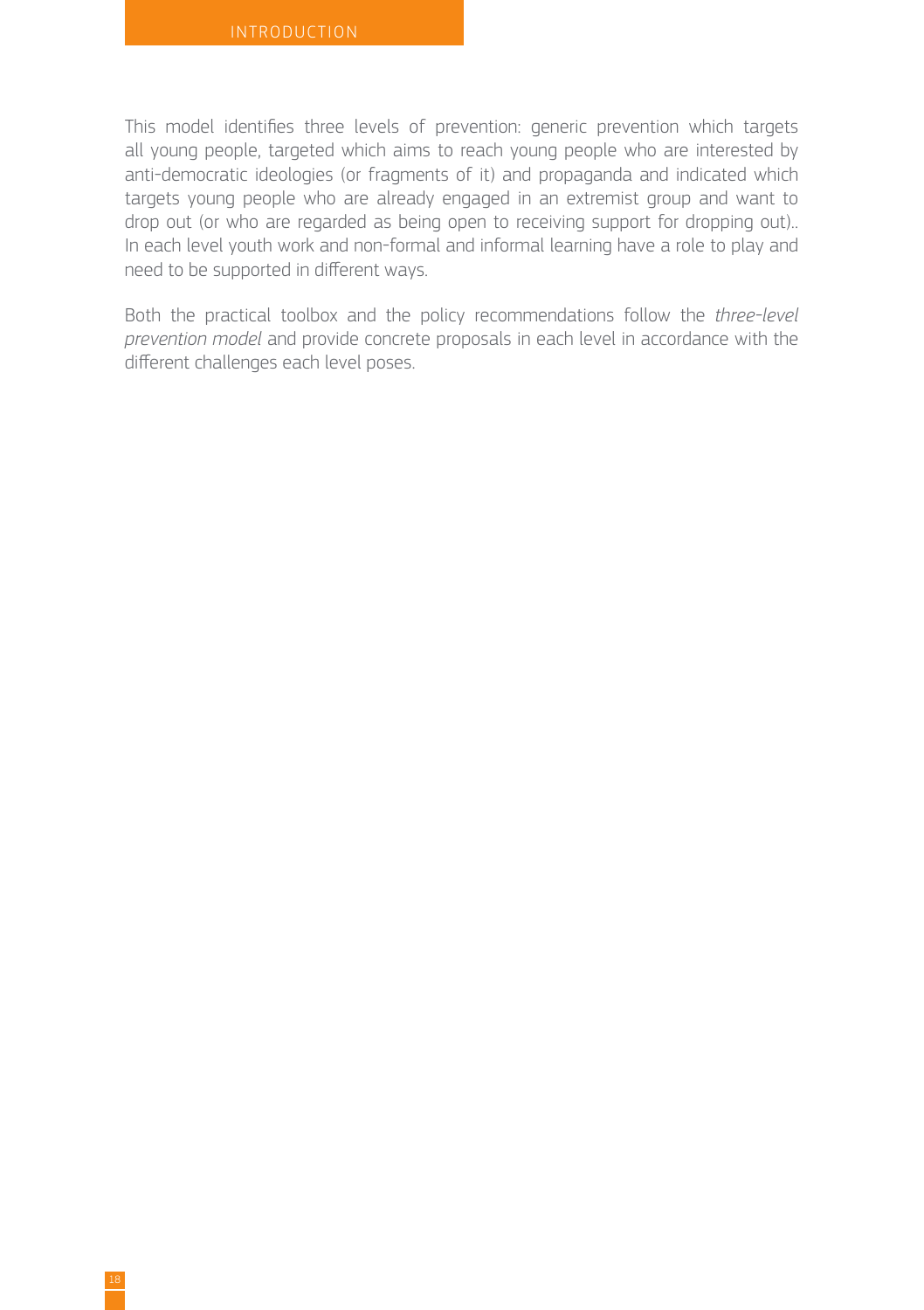This model identifies three levels of prevention: generic prevention which targets all young people, targeted which aims to reach young people who are interested by anti-democratic ideologies (or fragments of it) and propaganda and indicated which targets young people who are already engaged in an extremist group and want to drop out (or who are regarded as being open to receiving support for dropping out).. In each level youth work and non-formal and informal learning have a role to play and need to be supported in different ways.

Both the practical toolbox and the policy recommendations follow the *three-level prevention model* and provide concrete proposals in each level in accordance with the different challenges each level poses.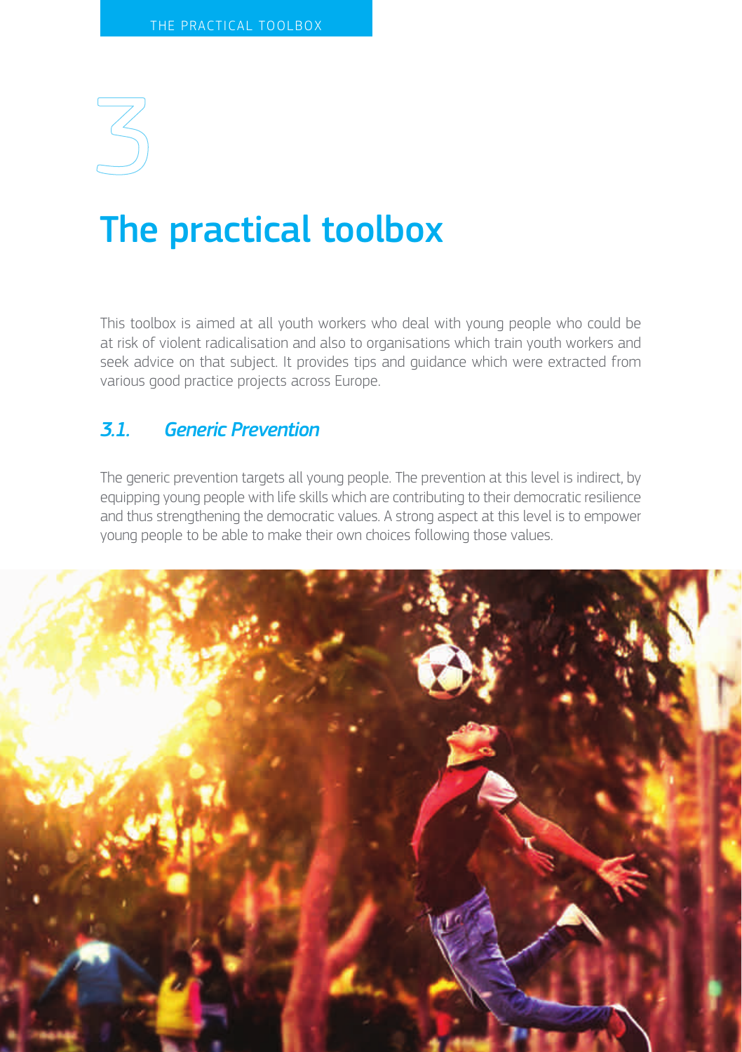# 3

# The practical toolbox

This toolbox is aimed at all youth workers who deal with young people who could be at risk of violent radicalisation and also to organisations which train youth workers and seek advice on that subject. It provides tips and guidance which were extracted from various good practice projects across Europe.

## *3.1. Generic Prevention*

The generic prevention targets all young people. The prevention at this level is indirect, by equipping young people with life skills which are contributing to their democratic resilience and thus strengthening the democratic values. A strong aspect at this level is to empower young people to be able to make their own choices following those values.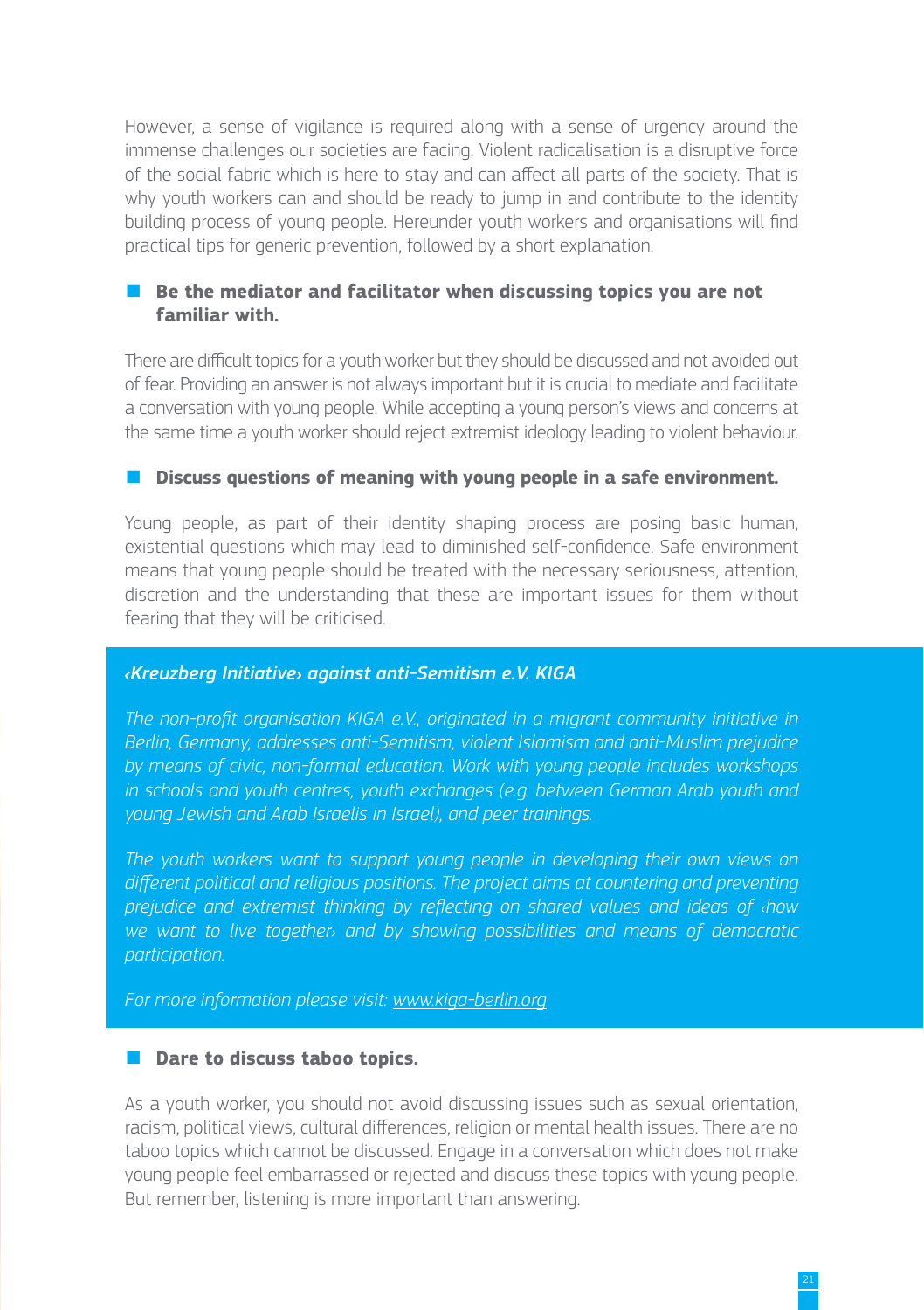However, a sense of vigilance is required along with a sense of urgency around the immense challenges our societies are facing. Violent radicalisation is a disruptive force of the social fabric which is here to stay and can affect all parts of the society. That is why youth workers can and should be ready to jump in and contribute to the identity building process of young people. Hereunder youth workers and organisations will find practical tips for generic prevention, followed by a short explanation.

- **Be the mediator and facilitator when discussing topics you are not familiar with.**

There are difficult topics for a youth worker but they should be discussed and not avoided out of fear. Providing an answer is not always important but it is crucial to mediate and facilitate a conversation with young people. While accepting a young person's views and concerns at the same time a youth worker should reject extremist ideology leading to violent behaviour.

- **Discuss questions of meaning with young people in a safe environment.**

Young people, as part of their identity shaping process are posing basic human, existential questions which may lead to diminished self-confidence. Safe environment means that young people should be treated with the necessary seriousness, attention, discretion and the understanding that these are important issues for them without fearing that they will be criticised.

***‹Kreuzberg Initiative› against anti-Semitism e.V. KIGA***

*The non-profit organisation KIGA e.V., originated in a migrant community initiative in Berlin, Germany, addresses anti-Semitism, violent Islamism and anti-Muslim prejudice by means of civic, non-formal education. Work with young people includes workshops in schools and youth centres, youth exchanges (e.g. between German Arab youth and young Jewish and Arab Israelis in Israel), and peer trainings.*

*The youth workers want to support young people in developing their own views on different political and religious positions. The project aims at countering and preventing prejudice and extremist thinking by reflecting on shared values and ideas of ‹how we want to live together› and by showing possibilities and means of democratic participation.*

*For more information please visit: www.kiga-berlin.org*

- **Dare to discuss taboo topics.**

As a youth worker, you should not avoid discussing issues such as sexual orientation, racism, political views, cultural differences, religion or mental health issues. There are no taboo topics which cannot be discussed. Engage in a conversation which does not make young people feel embarrassed or rejected and discuss these topics with young people. But remember, listening is more important than answering.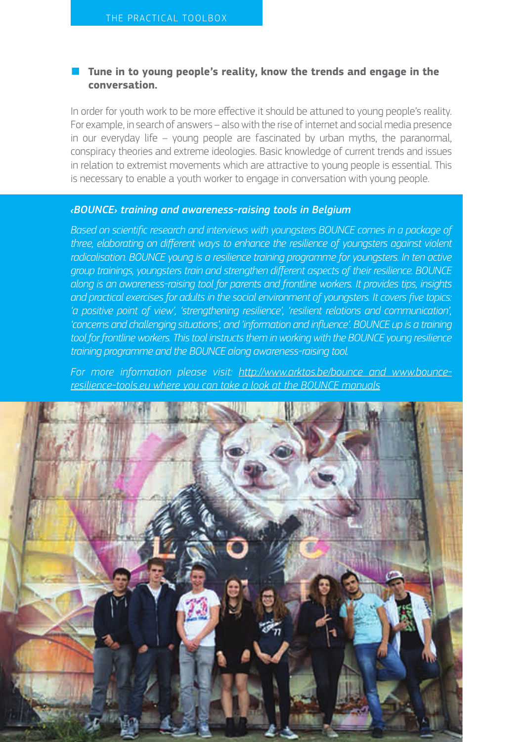- **Tune in to young people's reality, know the trends and engage in the conversation.**

In order for youth work to be more effective it should be attuned to young people's reality. For example, in search of answers – also with the rise of internet and social media presence in our everyday life – young people are fascinated by urban myths, the paranormal, conspiracy theories and extreme ideologies. Basic knowledge of current trends and issues in relation to extremist movements which are attractive to young people is essential. This is necessary to enable a youth worker to engage in conversation with young people.

***‹BOUNCE› training and awareness-raising tools in Belgium***

*Based on scientific research and interviews with youngsters BOUNCE comes in a package of three, elaborating on different ways to enhance the resilience of youngsters against violent radicalisation. BOUNCE young is a resilience training programme for youngsters. In ten active group trainings, youngsters train and strengthen different aspects of their resilience. BOUNCE along is an awareness-raising tool for parents and frontline workers. It provides tips, insights and practical exercises for adults in the social environment of youngsters. It covers five topics: 'a positive point of view', 'strengthening resilience', 'resilient relations and communication', 'concerns and challenging situations', and 'information and influence'. BOUNCE up is a training tool for frontline workers. This tool instructs them in working with the BOUNCE young resilience training programme and the BOUNCE along awareness-raising tool.*

*For more information please visit: http://www.arktos.be/bounce and www.bounce-resilience-tools.eu where you can take a look at the BOUNCE manuals*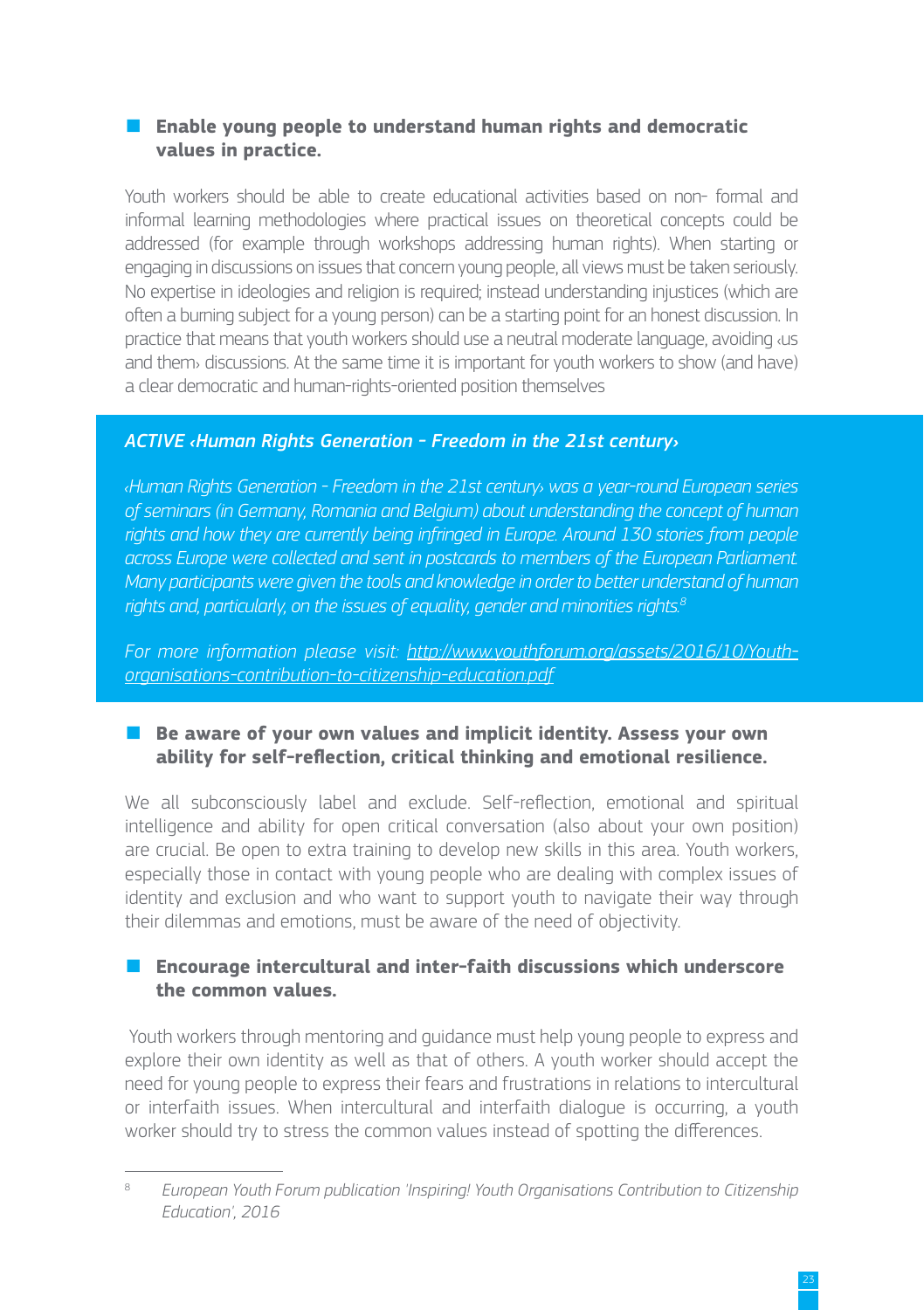- **Enable young people to understand human rights and democratic values in practice.**

Youth workers should be able to create educational activities based on non- formal and informal learning methodologies where practical issues on theoretical concepts could be addressed (for example through workshops addressing human rights). When starting or engaging in discussions on issues that concern young people, all views must be taken seriously. No expertise in ideologies and religion is required; instead understanding injustices (which are often a burning subject for a young person) can be a starting point for an honest discussion. In practice that means that youth workers should use a neutral moderate language, avoiding ‹us and them› discussions. At the same time it is important for youth workers to show (and have) a clear democratic and human-rights-oriented position themselves

***ACTIVE ‹Human Rights Generation - Freedom in the 21st century›***

*‹Human Rights Generation - Freedom in the 21st century› was a year-round European series of seminars (in Germany, Romania and Belgium) about understanding the concept of human rights and how they are currently being infringed in Europe. Around 130 stories from people across Europe were collected and sent in postcards to members of the European Parliament. Many participants were given the tools and knowledge in order to better understand of human rights and, particularly, on the issues of equality, gender and minorities rights.*[8]

*For more information please visit: http://www.youthforum.org/assets/2016/10/Youth-organisations-contribution-to-citizenship-education.pdf*

- **Be aware of your own values and implicit identity. Assess your own ability for self-reflection, critical thinking and emotional resilience.**

We all subconsciously label and exclude. Self-reflection, emotional and spiritual intelligence and ability for open critical conversation (also about your own position) are crucial. Be open to extra training to develop new skills in this area. Youth workers, especially those in contact with young people who are dealing with complex issues of identity and exclusion and who want to support youth to navigate their way through their dilemmas and emotions, must be aware of the need of objectivity.

- **Encourage intercultural and inter-faith discussions which underscore the common values.**

Youth workers through mentoring and guidance must help young people to express and explore their own identity as well as that of others. A youth worker should accept the need for young people to express their fears and frustrations in relations to intercultural or interfaith issues. When intercultural and interfaith dialogue is occurring, a youth worker should try to stress the common values instead of spotting the differences.

---

[8] *European Youth Forum publication 'Inspiring! Youth Organisations Contribution to Citizenship Education', 2016*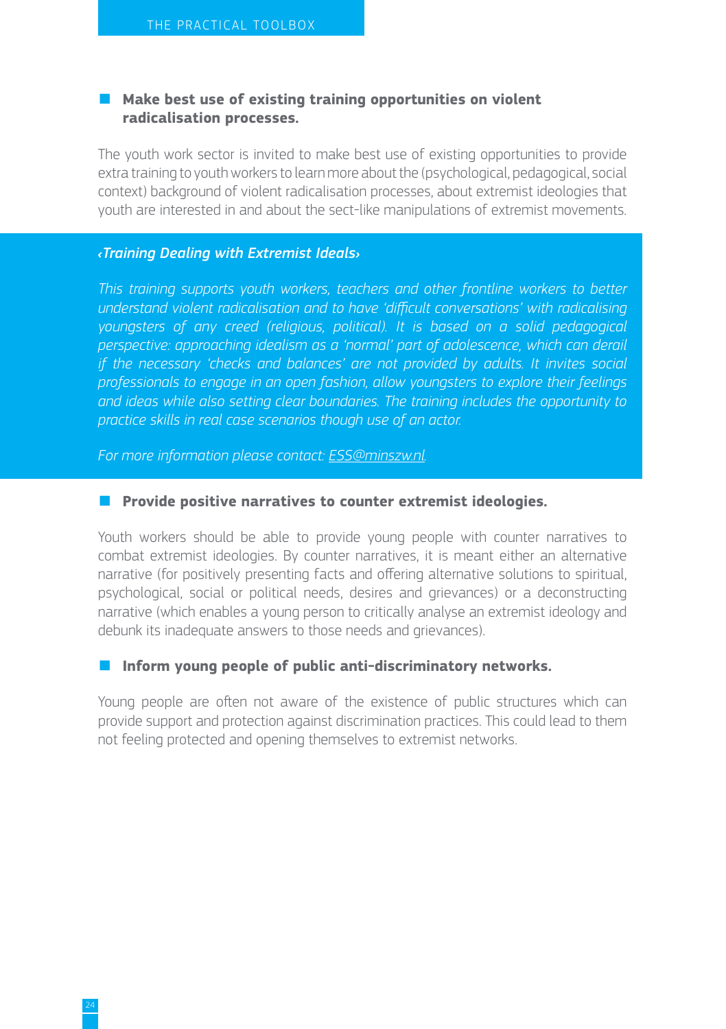- **Make best use of existing training opportunities on violent radicalisation processes.**

The youth work sector is invited to make best use of existing opportunities to provide extra training to youth workers to learn more about the (psychological, pedagogical, social context) background of violent radicalisation processes, about extremist ideologies that youth are interested in and about the sect-like manipulations of extremist movements.

***‹Training Dealing with Extremist Ideals›***

*This training supports youth workers, teachers and other frontline workers to better understand violent radicalisation and to have 'difficult conversations' with radicalising youngsters of any creed (religious, political). It is based on a solid pedagogical perspective: approaching idealism as a 'normal' part of adolescence, which can derail if the necessary 'checks and balances' are not provided by adults. It invites social professionals to engage in an open fashion, allow youngsters to explore their feelings and ideas while also setting clear boundaries. The training includes the opportunity to practice skills in real case scenarios though use of an actor.*

*For more information please contact: ESS@minszw.nl.*

- **Provide positive narratives to counter extremist ideologies.**

Youth workers should be able to provide young people with counter narratives to combat extremist ideologies. By counter narratives, it is meant either an alternative narrative (for positively presenting facts and offering alternative solutions to spiritual, psychological, social or political needs, desires and grievances) or a deconstructing narrative (which enables a young person to critically analyse an extremist ideology and debunk its inadequate answers to those needs and grievances).

- **Inform young people of public anti-discriminatory networks.**

Young people are often not aware of the existence of public structures which can provide support and protection against discrimination practices. This could lead to them not feeling protected and opening themselves to extremist networks.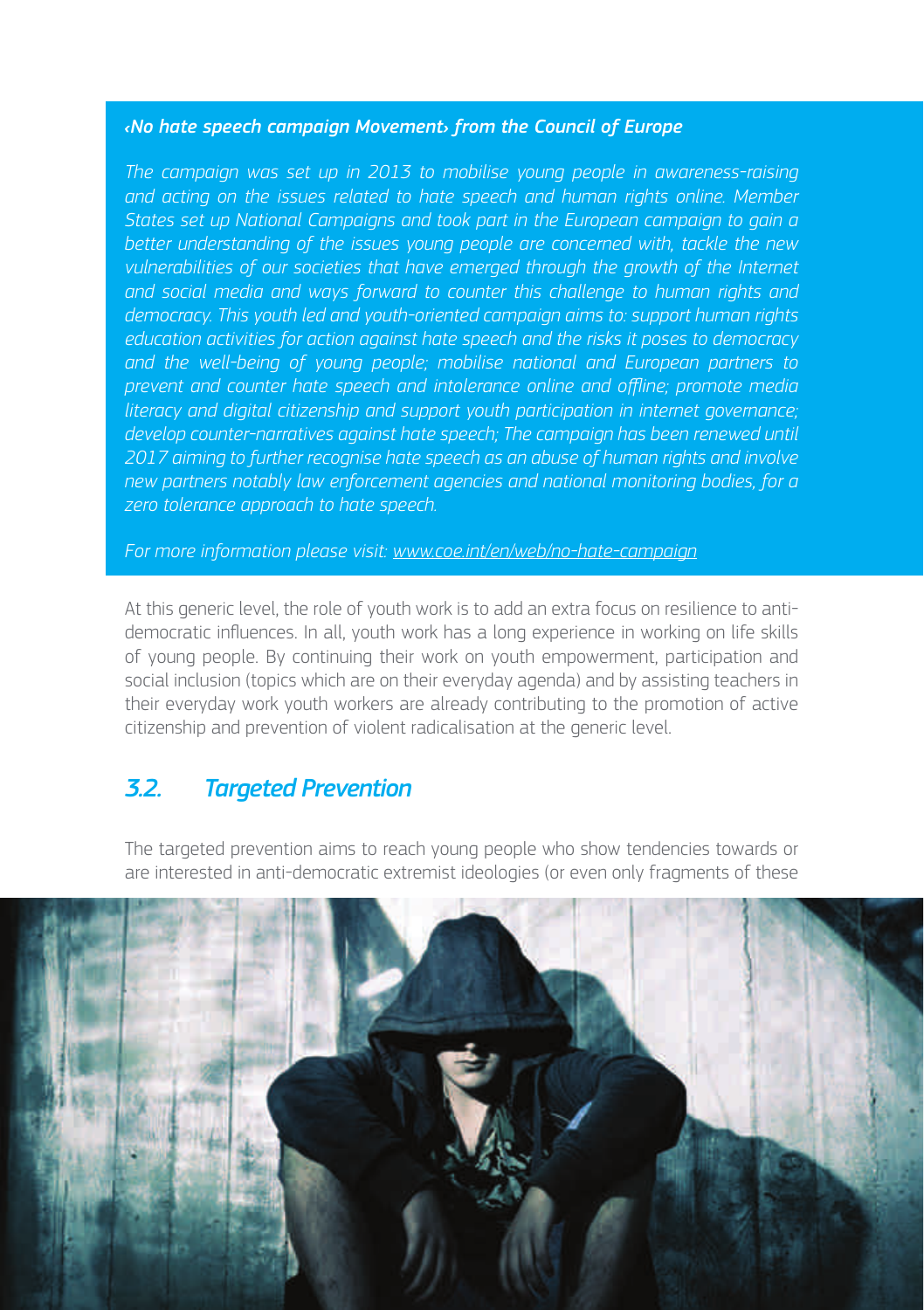*‹No hate speech campaign Movement› from the Council of Europe*

*The campaign was set up in 2013 to mobilise young people in awareness-raising and acting on the issues related to hate speech and human rights online. Member States set up National Campaigns and took part in the European campaign to gain a better understanding of the issues young people are concerned with, tackle the new vulnerabilities of our societies that have emerged through the growth of the Internet and social media and ways forward to counter this challenge to human rights and democracy. This youth led and youth-oriented campaign aims to: support human rights education activities for action against hate speech and the risks it poses to democracy and the well-being of young people; mobilise national and European partners to prevent and counter hate speech and intolerance online and offline; promote media literacy and digital citizenship and support youth participation in internet governance; develop counter-narratives against hate speech; The campaign has been renewed until 2017 aiming to further recognise hate speech as an abuse of human rights and involve new partners notably law enforcement agencies and national monitoring bodies, for a zero tolerance approach to hate speech.*

*For more information please visit: www.coe.int/en/web/no-hate-campaign*

At this generic level, the role of youth work is to add an extra focus on resilience to anti-democratic influences. In all, youth work has a long experience in working on life skills of young people. By continuing their work on youth empowerment, participation and social inclusion (topics which are on their everyday agenda) and by assisting teachers in their everyday work youth workers are already contributing to the promotion of active citizenship and prevention of violent radicalisation at the generic level.

## *3.2. Targeted Prevention*

The targeted prevention aims to reach young people who show tendencies towards or are interested in anti-democratic extremist ideologies (or even only fragments of these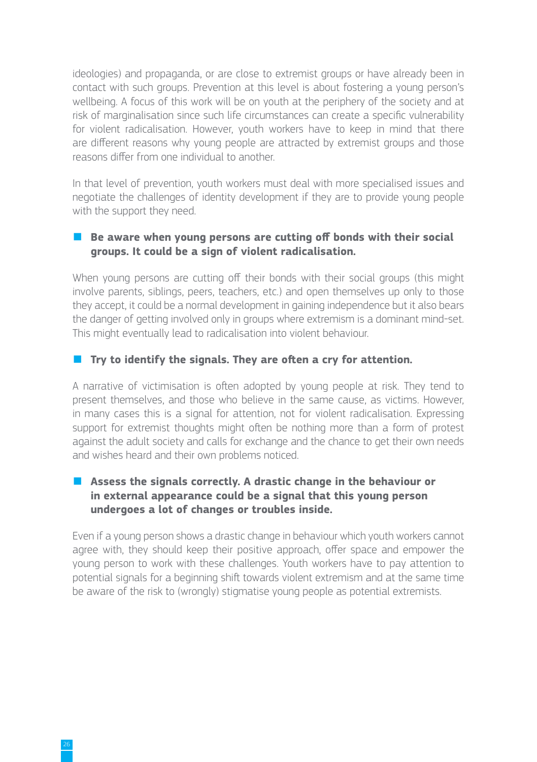ideologies) and propaganda, or are close to extremist groups or have already been in contact with such groups. Prevention at this level is about fostering a young person's wellbeing. A focus of this work will be on youth at the periphery of the society and at risk of marginalisation since such life circumstances can create a specific vulnerability for violent radicalisation. However, youth workers have to keep in mind that there are different reasons why young people are attracted by extremist groups and those reasons differ from one individual to another.

In that level of prevention, youth workers must deal with more specialised issues and negotiate the challenges of identity development if they are to provide young people with the support they need.

- **Be aware when young persons are cutting off bonds with their social groups. It could be a sign of violent radicalisation.**

When young persons are cutting off their bonds with their social groups (this might involve parents, siblings, peers, teachers, etc.) and open themselves up only to those they accept, it could be a normal development in gaining independence but it also bears the danger of getting involved only in groups where extremism is a dominant mind-set. This might eventually lead to radicalisation into violent behaviour.

- **Try to identify the signals. They are often a cry for attention.**

A narrative of victimisation is often adopted by young people at risk. They tend to present themselves, and those who believe in the same cause, as victims. However, in many cases this is a signal for attention, not for violent radicalisation. Expressing support for extremist thoughts might often be nothing more than a form of protest against the adult society and calls for exchange and the chance to get their own needs and wishes heard and their own problems noticed.

- **Assess the signals correctly. A drastic change in the behaviour or in external appearance could be a signal that this young person undergoes a lot of changes or troubles inside.**

Even if a young person shows a drastic change in behaviour which youth workers cannot agree with, they should keep their positive approach, offer space and empower the young person to work with these challenges. Youth workers have to pay attention to potential signals for a beginning shift towards violent extremism and at the same time be aware of the risk to (wrongly) stigmatise young people as potential extremists.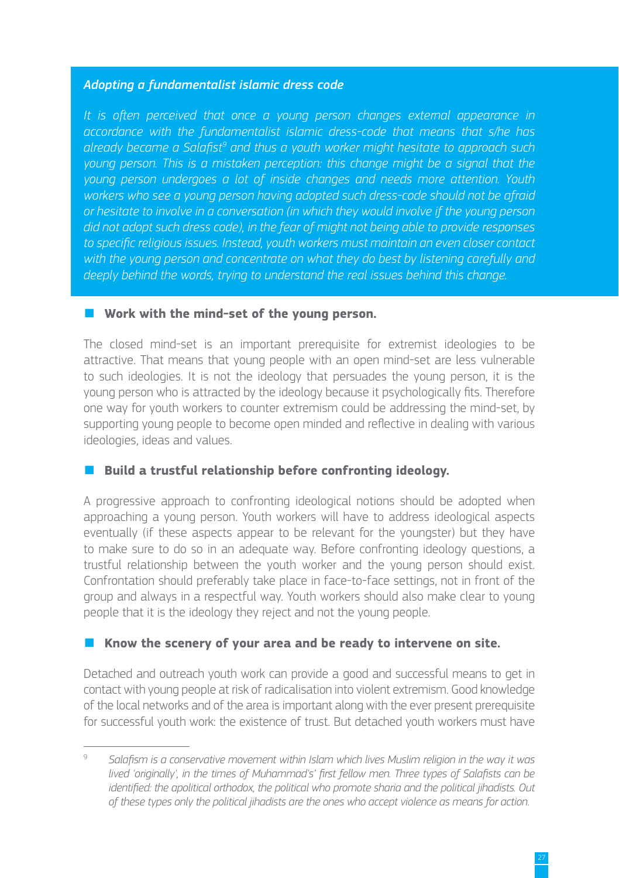***Adopting a fundamentalist islamic dress code***

*It is often perceived that once a young person changes external appearance in accordance with the fundamentalist islamic dress-code that means that s/he has already became a Salafist[9] and thus a youth worker might hesitate to approach such young person. This is a mistaken perception: this change might be a signal that the young person undergoes a lot of inside changes and needs more attention. Youth workers who see a young person having adopted such dress-code should not be afraid or hesitate to involve in a conversation (in which they would involve if the young person did not adopt such dress code), in the fear of might not being able to provide responses to specific religious issues. Instead, youth workers must maintain an even closer contact with the young person and concentrate on what they do best by listening carefully and deeply behind the words, trying to understand the real issues behind this change.*

- **Work with the mind-set of the young person.**

The closed mind-set is an important prerequisite for extremist ideologies to be attractive. That means that young people with an open mind-set are less vulnerable to such ideologies. It is not the ideology that persuades the young person, it is the young person who is attracted by the ideology because it psychologically fits. Therefore one way for youth workers to counter extremism could be addressing the mind-set, by supporting young people to become open minded and reflective in dealing with various ideologies, ideas and values.

- **Build a trustful relationship before confronting ideology.**

A progressive approach to confronting ideological notions should be adopted when approaching a young person. Youth workers will have to address ideological aspects eventually (if these aspects appear to be relevant for the youngster) but they have to make sure to do so in an adequate way. Before confronting ideology questions, a trustful relationship between the youth worker and the young person should exist. Confrontation should preferably take place in face-to-face settings, not in front of the group and always in a respectful way. Youth workers should also make clear to young people that it is the ideology they reject and not the young people.

- **Know the scenery of your area and be ready to intervene on site.**

Detached and outreach youth work can provide a good and successful means to get in contact with young people at risk of radicalisation into violent extremism. Good knowledge of the local networks and of the area is important along with the ever present prerequisite for successful youth work: the existence of trust. But detached youth workers must have

---

[9] *Salafism is a conservative movement within Islam which lives Muslim religion in the way it was lived 'originally', in the times of Muhammad's' first fellow men. Three types of Salafists can be identified: the apolitical orthodox, the political who promote sharia and the political jihadists. Out of these types only the political jihadists are the ones who accept violence as means for action.*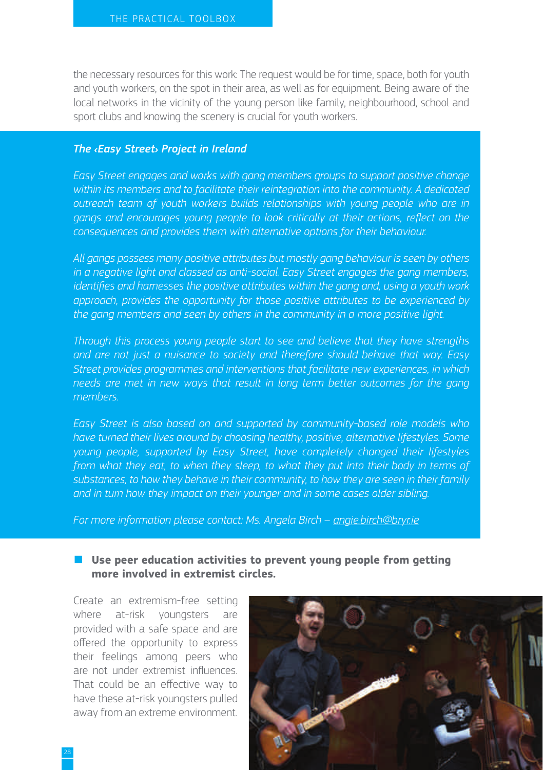the necessary resources for this work: The request would be for time, space, both for youth and youth workers, on the spot in their area, as well as for equipment. Being aware of the local networks in the vicinity of the young person like family, neighbourhood, school and sport clubs and knowing the scenery is crucial for youth workers.

### *The ‹Easy Street› Project in Ireland*

*Easy Street engages and works with gang members groups to support positive change within its members and to facilitate their reintegration into the community. A dedicated outreach team of youth workers builds relationships with young people who are in gangs and encourages young people to look critically at their actions, reflect on the consequences and provides them with alternative options for their behaviour.*

*All gangs possess many positive attributes but mostly gang behaviour is seen by others in a negative light and classed as anti-social. Easy Street engages the gang members, identifies and harnesses the positive attributes within the gang and, using a youth work approach, provides the opportunity for those positive attributes to be experienced by the gang members and seen by others in the community in a more positive light.*

*Through this process young people start to see and believe that they have strengths and are not just a nuisance to society and therefore should behave that way. Easy Street provides programmes and interventions that facilitate new experiences, in which needs are met in new ways that result in long term better outcomes for the gang members.*

*Easy Street is also based on and supported by community-based role models who have turned their lives around by choosing healthy, positive, alternative lifestyles. Some young people, supported by Easy Street, have completely changed their lifestyles from what they eat, to when they sleep, to what they put into their body in terms of substances, to how they behave in their community, to how they are seen in their family and in turn how they impact on their younger and in some cases older sibling.*

*For more information please contact: Ms. Angela Birch – angie.birch@bryr.ie*

- **Use peer education activities to prevent young people from getting more involved in extremist circles.**

Create an extremism-free setting where at-risk youngsters are provided with a safe space and are offered the opportunity to express their feelings among peers who are not under extremist influences. That could be an effective way to have these at-risk youngsters pulled away from an extreme environment.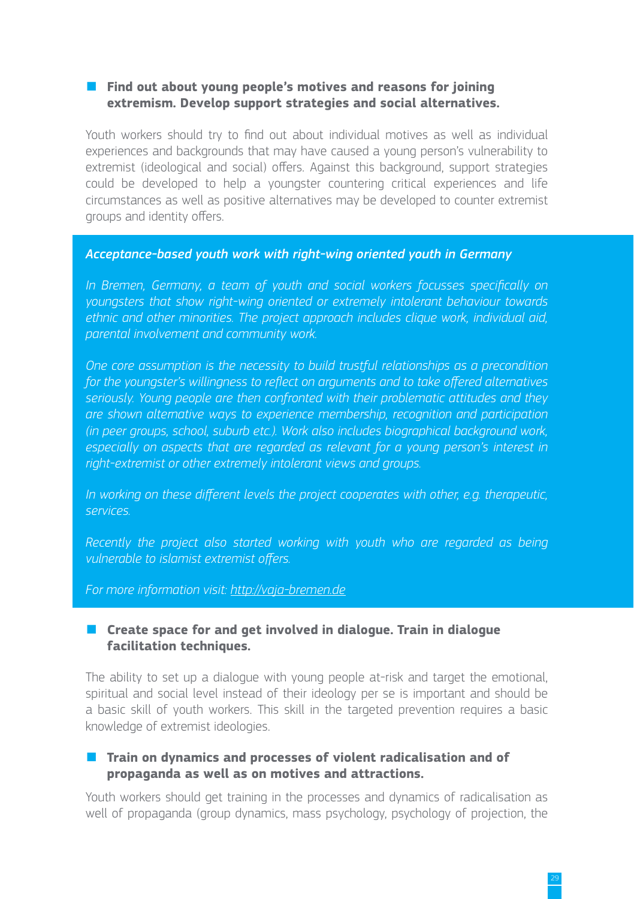- **Find out about young people's motives and reasons for joining extremism. Develop support strategies and social alternatives.**

Youth workers should try to find out about individual motives as well as individual experiences and backgrounds that may have caused a young person's vulnerability to extremist (ideological and social) offers. Against this background, support strategies could be developed to help a youngster countering critical experiences and life circumstances as well as positive alternatives may be developed to counter extremist groups and identity offers.

***Acceptance-based youth work with right-wing oriented youth in Germany***

*In Bremen, Germany, a team of youth and social workers focusses specifically on youngsters that show right-wing oriented or extremely intolerant behaviour towards ethnic and other minorities. The project approach includes clique work, individual aid, parental involvement and community work.*

*One core assumption is the necessity to build trustful relationships as a precondition for the youngster's willingness to reflect on arguments and to take offered alternatives seriously. Young people are then confronted with their problematic attitudes and they are shown alternative ways to experience membership, recognition and participation (in peer groups, school, suburb etc.). Work also includes biographical background work, especially on aspects that are regarded as relevant for a young person's interest in right-extremist or other extremely intolerant views and groups.*

*In working on these different levels the project cooperates with other, e.g. therapeutic, services.*

*Recently the project also started working with youth who are regarded as being vulnerable to islamist extremist offers.*

*For more information visit: http://vaja-bremen.de*

- **Create space for and get involved in dialogue. Train in dialogue facilitation techniques.**

The ability to set up a dialogue with young people at-risk and target the emotional, spiritual and social level instead of their ideology per se is important and should be a basic skill of youth workers. This skill in the targeted prevention requires a basic knowledge of extremist ideologies.

- **Train on dynamics and processes of violent radicalisation and of propaganda as well as on motives and attractions.**

Youth workers should get training in the processes and dynamics of radicalisation as well of propaganda (group dynamics, mass psychology, psychology of projection, the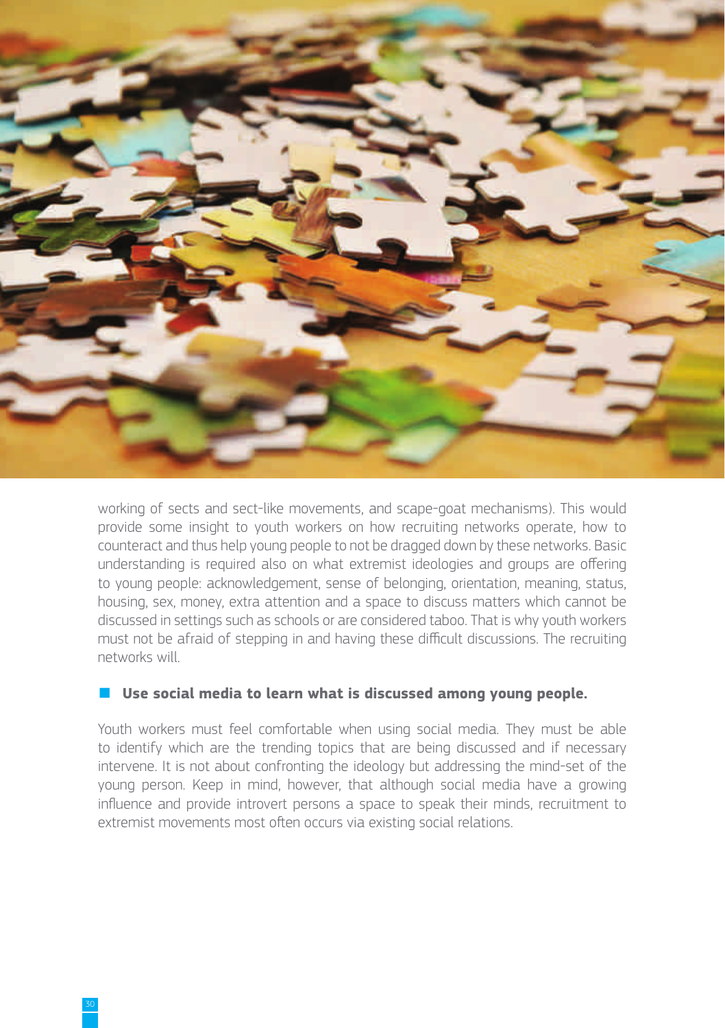working of sects and sect-like movements, and scape-goat mechanisms). This would provide some insight to youth workers on how recruiting networks operate, how to counteract and thus help young people to not be dragged down by these networks. Basic understanding is required also on what extremist ideologies and groups are offering to young people: acknowledgement, sense of belonging, orientation, meaning, status, housing, sex, money, extra attention and a space to discuss matters which cannot be discussed in settings such as schools or are considered taboo. That is why youth workers must not be afraid of stepping in and having these difficult discussions. The recruiting networks will.

- **Use social media to learn what is discussed among young people.**

Youth workers must feel comfortable when using social media. They must be able to identify which are the trending topics that are being discussed and if necessary intervene. It is not about confronting the ideology but addressing the mind-set of the young person. Keep in mind, however, that although social media have a growing influence and provide introvert persons a space to speak their minds, recruitment to extremist movements most often occurs via existing social relations.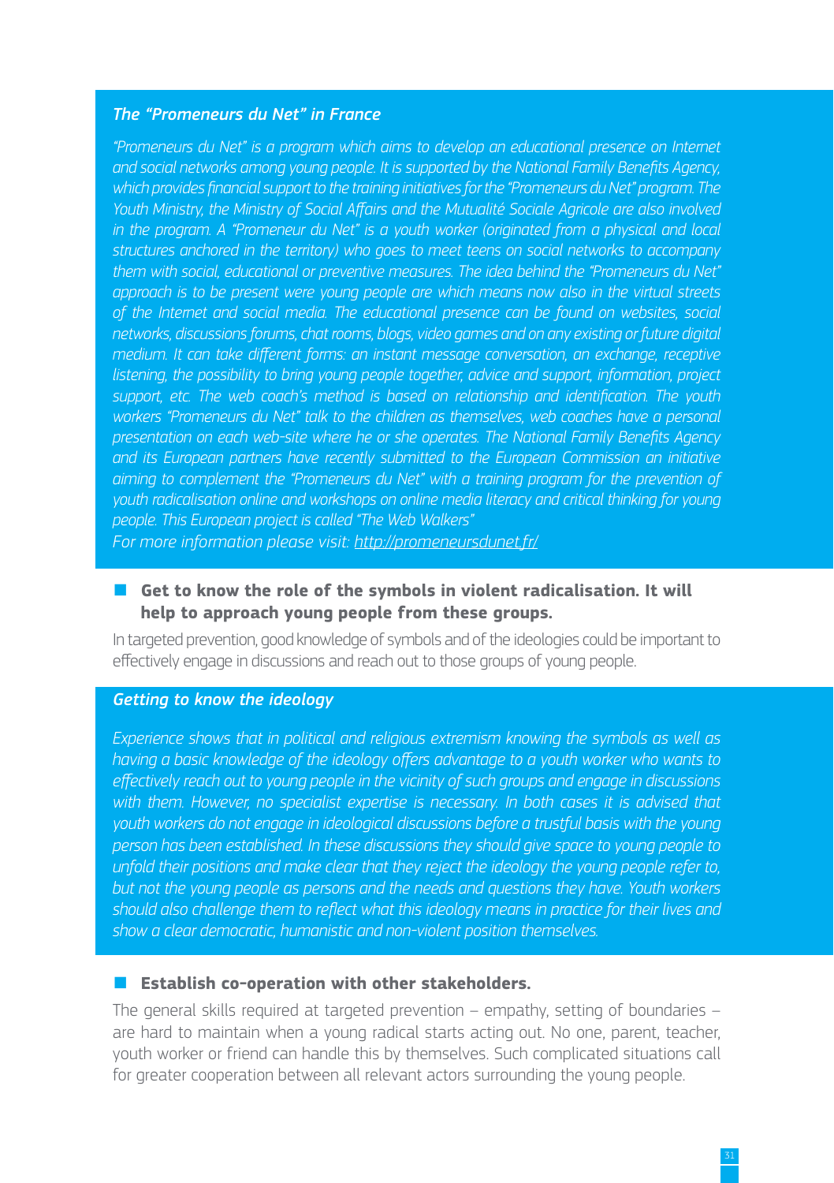### *The "Promeneurs du Net" in France*

*"Promeneurs du Net" is a program which aims to develop an educational presence on Internet and social networks among young people. It is supported by the National Family Benefits Agency, which provides financial support to the training initiatives for the "Promeneurs du Net" program. The Youth Ministry, the Ministry of Social Affairs and the Mutualité Sociale Agricole are also involved in the program. A "Promeneur du Net" is a youth worker (originated from a physical and local structures anchored in the territory) who goes to meet teens on social networks to accompany them with social, educational or preventive measures. The idea behind the "Promeneurs du Net" approach is to be present were young people are which means now also in the virtual streets of the Internet and social media. The educational presence can be found on websites, social networks, discussions forums, chat rooms, blogs, video games and on any existing or future digital medium. It can take different forms: an instant message conversation, an exchange, receptive listening, the possibility to bring young people together, advice and support, information, project support, etc. The web coach's method is based on relationship and identification. The youth workers "Promeneurs du Net" talk to the children as themselves, web coaches have a personal presentation on each web-site where he or she operates. The National Family Benefits Agency and its European partners have recently submitted to the European Commission an initiative aiming to complement the "Promeneurs du Net" with a training program for the prevention of youth radicalisation online and workshops on online media literacy and critical thinking for young people. This European project is called "The Web Walkers"*

*For more information please visit: http://promeneursdunet.fr/*

- **Get to know the role of the symbols in violent radicalisation. It will help to approach young people from these groups.**

In targeted prevention, good knowledge of symbols and of the ideologies could be important to effectively engage in discussions and reach out to those groups of young people.

### *Getting to know the ideology*

*Experience shows that in political and religious extremism knowing the symbols as well as having a basic knowledge of the ideology offers advantage to a youth worker who wants to effectively reach out to young people in the vicinity of such groups and engage in discussions with them. However, no specialist expertise is necessary. In both cases it is advised that youth workers do not engage in ideological discussions before a trustful basis with the young person has been established. In these discussions they should give space to young people to unfold their positions and make clear that they reject the ideology the young people refer to, but not the young people as persons and the needs and questions they have. Youth workers should also challenge them to reflect what this ideology means in practice for their lives and show a clear democratic, humanistic and non-violent position themselves.*

- **Establish co-operation with other stakeholders.**

The general skills required at targeted prevention – empathy, setting of boundaries – are hard to maintain when a young radical starts acting out. No one, parent, teacher, youth worker or friend can handle this by themselves. Such complicated situations call for greater cooperation between all relevant actors surrounding the young people.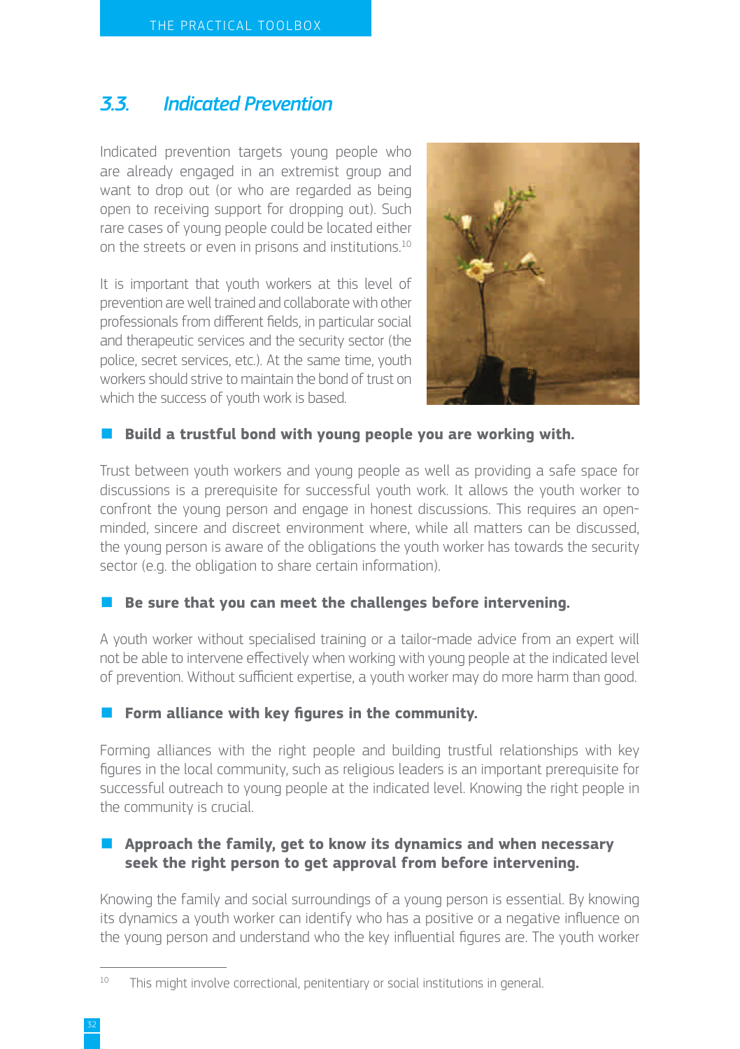## 3.3. *Indicated Prevention*

Indicated prevention targets young people who are already engaged in an extremist group and want to drop out (or who are regarded as being open to receiving support for dropping out). Such rare cases of young people could be located either on the streets or even in prisons and institutions.[10]

It is important that youth workers at this level of prevention are well trained and collaborate with other professionals from different fields, in particular social and therapeutic services and the security sector (the police, secret services, etc.). At the same time, youth workers should strive to maintain the bond of trust on which the success of youth work is based.

- **Build a trustful bond with young people you are working with.**

Trust between youth workers and young people as well as providing a safe space for discussions is a prerequisite for successful youth work. It allows the youth worker to confront the young person and engage in honest discussions. This requires an open-minded, sincere and discreet environment where, while all matters can be discussed, the young person is aware of the obligations the youth worker has towards the security sector (e.g. the obligation to share certain information).

- **Be sure that you can meet the challenges before intervening.**

A youth worker without specialised training or a tailor-made advice from an expert will not be able to intervene effectively when working with young people at the indicated level of prevention. Without sufficient expertise, a youth worker may do more harm than good.

- **Form alliance with key figures in the community.**

Forming alliances with the right people and building trustful relationships with key figures in the local community, such as religious leaders is an important prerequisite for successful outreach to young people at the indicated level. Knowing the right people in the community is crucial.

- **Approach the family, get to know its dynamics and when necessary seek the right person to get approval from before intervening.**

Knowing the family and social surroundings of a young person is essential. By knowing its dynamics a youth worker can identify who has a positive or a negative influence on the young person and understand who the key influential figures are. The youth worker

[10] This might involve correctional, penitentiary or social institutions in general.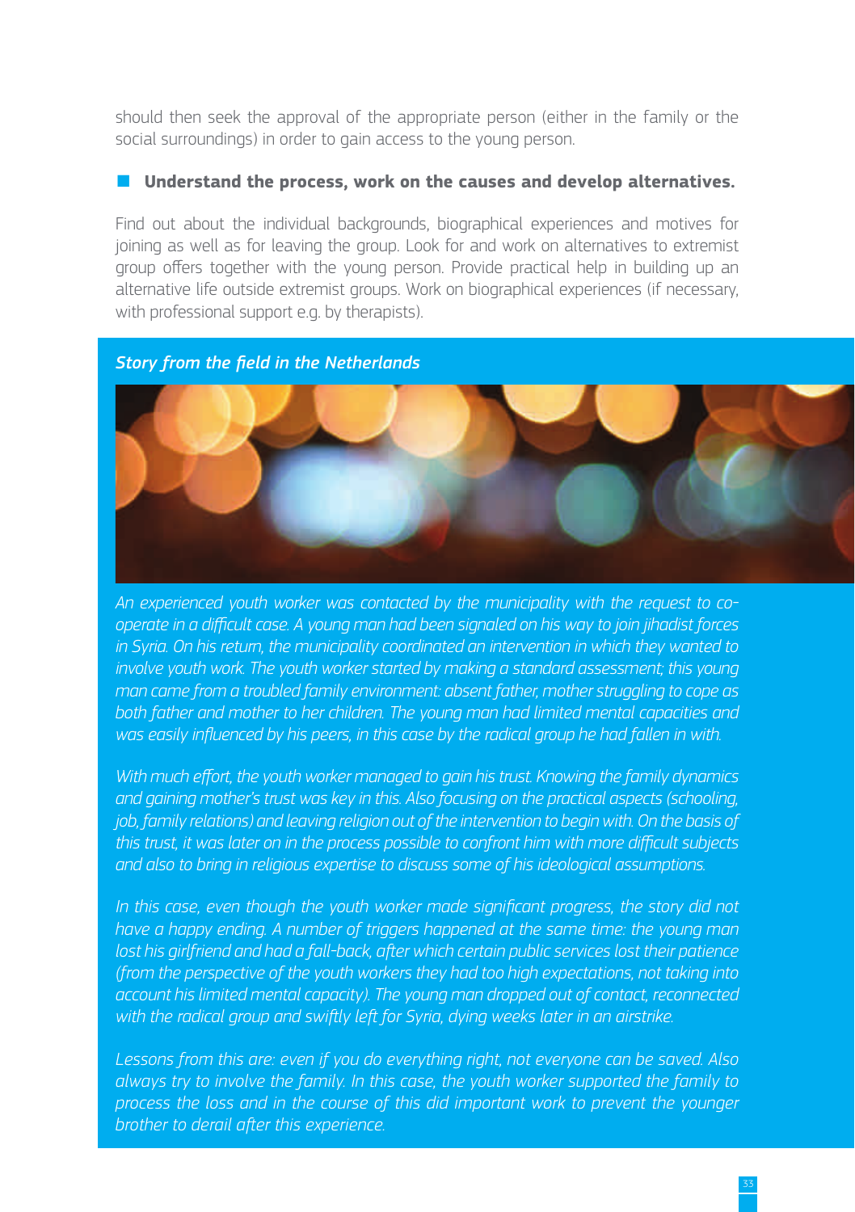should then seek the approval of the appropriate person (either in the family or the social surroundings) in order to gain access to the young person.

- **Understand the process, work on the causes and develop alternatives.**

Find out about the individual backgrounds, biographical experiences and motives for joining as well as for leaving the group. Look for and work on alternatives to extremist group offers together with the young person. Provide practical help in building up an alternative life outside extremist groups. Work on biographical experiences (if necessary, with professional support e.g. by therapists).

***Story from the field in the Netherlands***

*An experienced youth worker was contacted by the municipality with the request to co-operate in a difficult case. A young man had been signaled on his way to join jihadist forces in Syria. On his return, the municipality coordinated an intervention in which they wanted to involve youth work. The youth worker started by making a standard assessment; this young man came from a troubled family environment: absent father, mother struggling to cope as both father and mother to her children. The young man had limited mental capacities and was easily influenced by his peers, in this case by the radical group he had fallen in with.*

*With much effort, the youth worker managed to gain his trust. Knowing the family dynamics and gaining mother's trust was key in this. Also focusing on the practical aspects (schooling, job, family relations) and leaving religion out of the intervention to begin with. On the basis of this trust, it was later on in the process possible to confront him with more difficult subjects and also to bring in religious expertise to discuss some of his ideological assumptions.*

*In this case, even though the youth worker made significant progress, the story did not have a happy ending. A number of triggers happened at the same time: the young man lost his girlfriend and had a fall-back, after which certain public services lost their patience (from the perspective of the youth workers they had too high expectations, not taking into account his limited mental capacity). The young man dropped out of contact, reconnected with the radical group and swiftly left for Syria, dying weeks later in an airstrike.*

*Lessons from this are: even if you do everything right, not everyone can be saved. Also always try to involve the family. In this case, the youth worker supported the family to process the loss and in the course of this did important work to prevent the younger brother to derail after this experience.*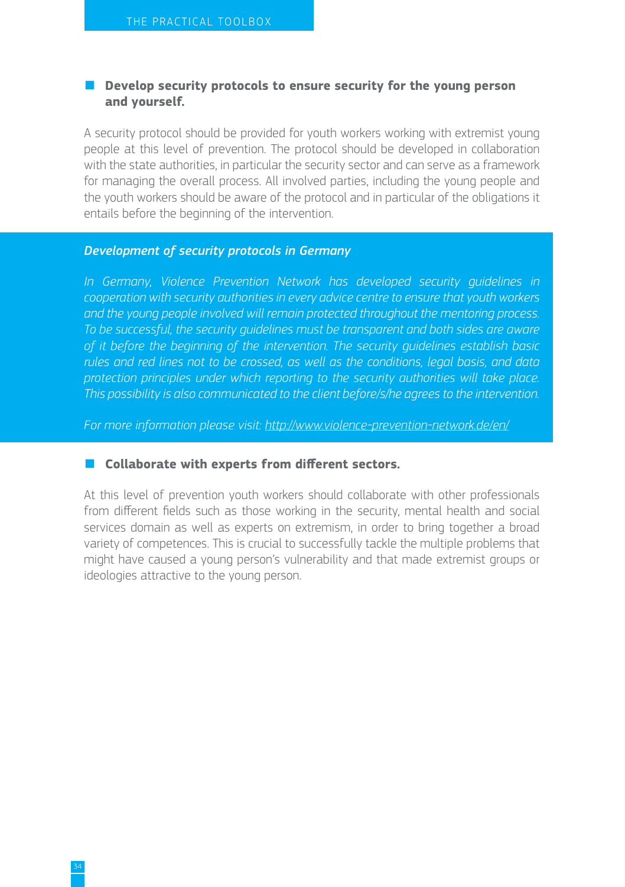- **Develop security protocols to ensure security for the young person and yourself.**

A security protocol should be provided for youth workers working with extremist young people at this level of prevention. The protocol should be developed in collaboration with the state authorities, in particular the security sector and can serve as a framework for managing the overall process. All involved parties, including the young people and the youth workers should be aware of the protocol and in particular of the obligations it entails before the beginning of the intervention.

***Development of security protocols in Germany***

*In Germany, Violence Prevention Network has developed security guidelines in cooperation with security authorities in every advice centre to ensure that youth workers and the young people involved will remain protected throughout the mentoring process. To be successful, the security guidelines must be transparent and both sides are aware of it before the beginning of the intervention. The security guidelines establish basic rules and red lines not to be crossed, as well as the conditions, legal basis, and data protection principles under which reporting to the security authorities will take place. This possibility is also communicated to the client before/s/he agrees to the intervention.*

*For more information please visit: http://www.violence-prevention-network.de/en/*

- **Collaborate with experts from different sectors.**

At this level of prevention youth workers should collaborate with other professionals from different fields such as those working in the security, mental health and social services domain as well as experts on extremism, in order to bring together a broad variety of competences. This is crucial to successfully tackle the multiple problems that might have caused a young person's vulnerability and that made extremist groups or ideologies attractive to the young person.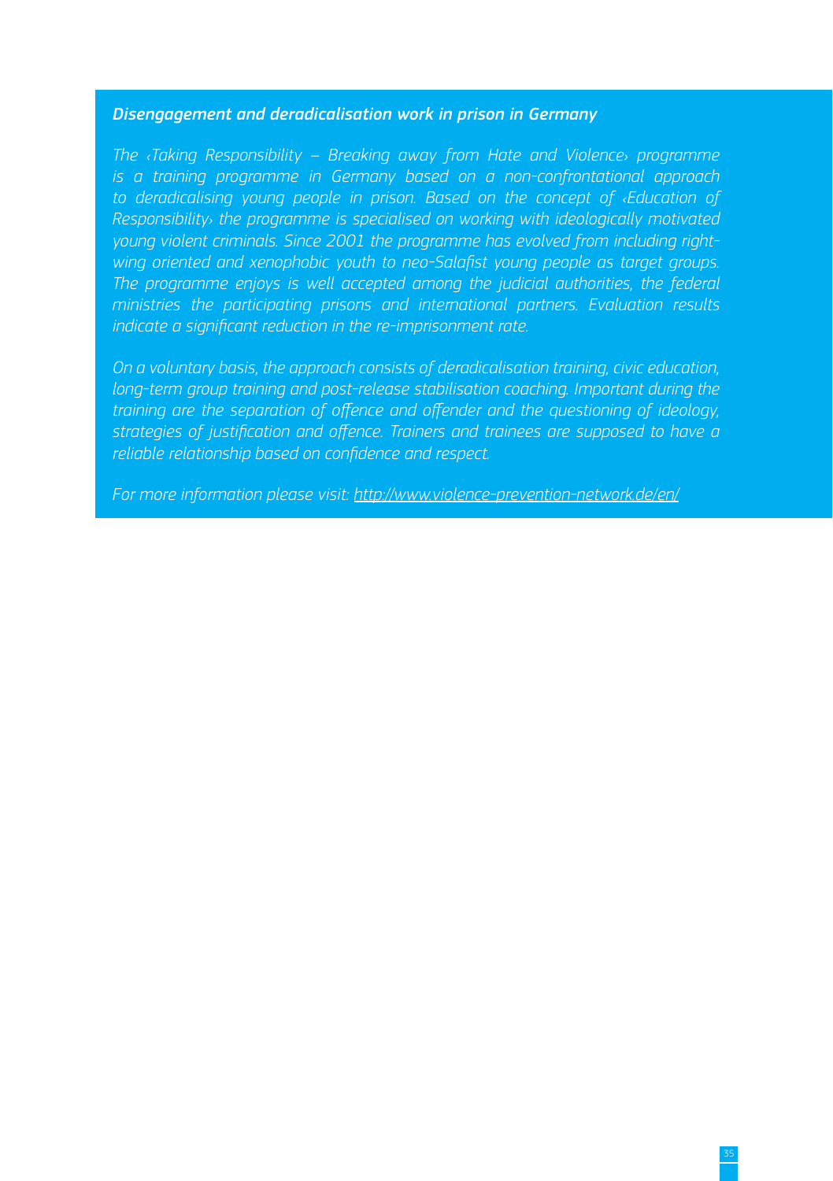***Disengagement and deradicalisation work in prison in Germany***

*The ‹Taking Responsibility – Breaking away from Hate and Violence› programme is a training programme in Germany based on a non-confrontational approach to deradicalising young people in prison. Based on the concept of ‹Education of Responsibility› the programme is specialised on working with ideologically motivated young violent criminals. Since 2001 the programme has evolved from including right-wing oriented and xenophobic youth to neo-Salafist young people as target groups. The programme enjoys is well accepted among the judicial authorities, the federal ministries the participating prisons and international partners. Evaluation results indicate a significant reduction in the re-imprisonment rate.*

*On a voluntary basis, the approach consists of deradicalisation training, civic education, long-term group training and post-release stabilisation coaching. Important during the training are the separation of offence and offender and the questioning of ideology, strategies of justification and offence. Trainers and trainees are supposed to have a reliable relationship based on confidence and respect.*

*For more information please visit: http://www.violence-prevention-network.de/en/*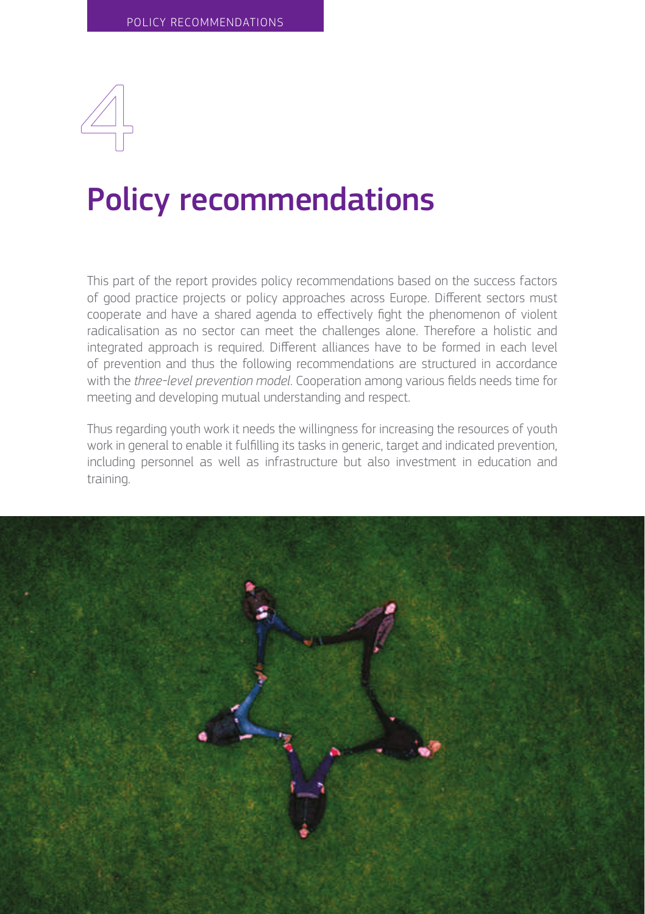# 4

# Policy recommendations

This part of the report provides policy recommendations based on the success factors of good practice projects or policy approaches across Europe. Different sectors must cooperate and have a shared agenda to effectively fight the phenomenon of violent radicalisation as no sector can meet the challenges alone. Therefore a holistic and integrated approach is required. Different alliances have to be formed in each level of prevention and thus the following recommendations are structured in accordance with the *three-level prevention model*. Cooperation among various fields needs time for meeting and developing mutual understanding and respect.

Thus regarding youth work it needs the willingness for increasing the resources of youth work in general to enable it fulfilling its tasks in generic, target and indicated prevention, including personnel as well as infrastructure but also investment in education and training.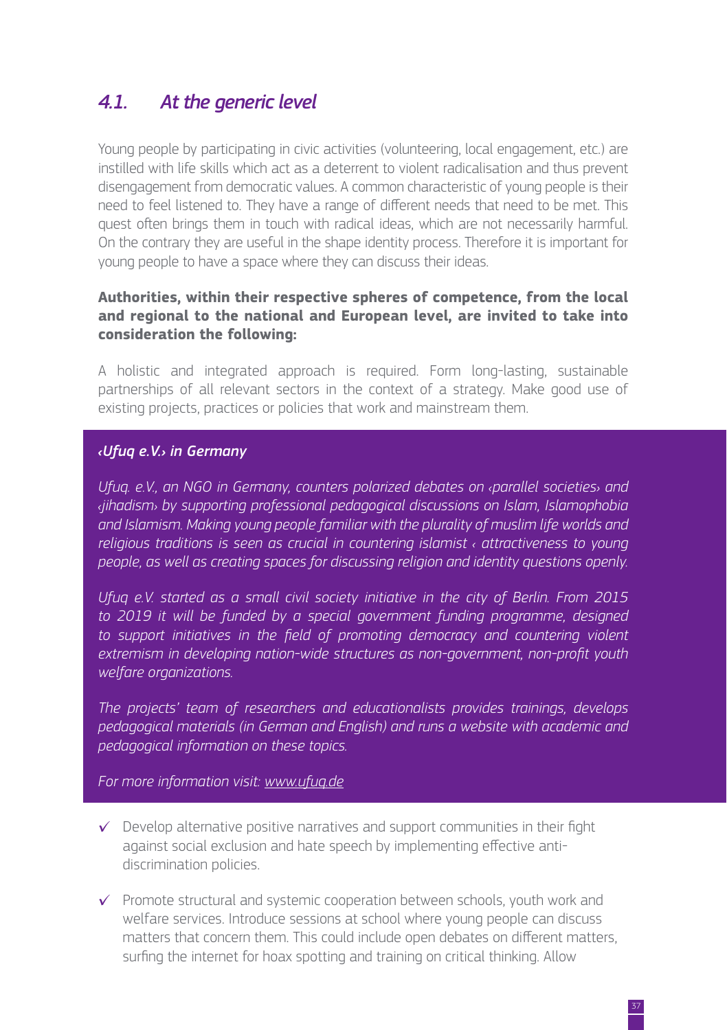## *4.1. At the generic level*

Young people by participating in civic activities (volunteering, local engagement, etc.) are instilled with life skills which act as a deterrent to violent radicalisation and thus prevent disengagement from democratic values. A common characteristic of young people is their need to feel listened to. They have a range of different needs that need to be met. This quest often brings them in touch with radical ideas, which are not necessarily harmful. On the contrary they are useful in the shape identity process. Therefore it is important for young people to have a space where they can discuss their ideas.

**Authorities, within their respective spheres of competence, from the local and regional to the national and European level, are invited to take into consideration the following:**

A holistic and integrated approach is required. Form long-lasting, sustainable partnerships of all relevant sectors in the context of a strategy. Make good use of existing projects, practices or policies that work and mainstream them.

***‹Ufuq e.V.› in Germany***

*Ufuq. e.V., an NGO in Germany, counters polarized debates on ‹parallel societies› and ‹jihadism› by supporting professional pedagogical discussions on Islam, Islamophobia and Islamism. Making young people familiar with the plurality of muslim life worlds and religious traditions is seen as crucial in countering islamist ‹ attractiveness to young people, as well as creating spaces for discussing religion and identity questions openly.*

*Ufuq e.V. started as a small civil society initiative in the city of Berlin. From 2015 to 2019 it will be funded by a special government funding programme, designed to support initiatives in the field of promoting democracy and countering violent extremism in developing nation-wide structures as non-government, non-profit youth welfare organizations.*

*The projects' team of researchers and educationalists provides trainings, develops pedagogical materials (in German and English) and runs a website with academic and pedagogical information on these topics.*

*For more information visit: www.ufuq.de*

- ✓ Develop alternative positive narratives and support communities in their fight against social exclusion and hate speech by implementing effective anti-discrimination policies.

- ✓ Promote structural and systemic cooperation between schools, youth work and welfare services. Introduce sessions at school where young people can discuss matters that concern them. This could include open debates on different matters, surfing the internet for hoax spotting and training on critical thinking. Allow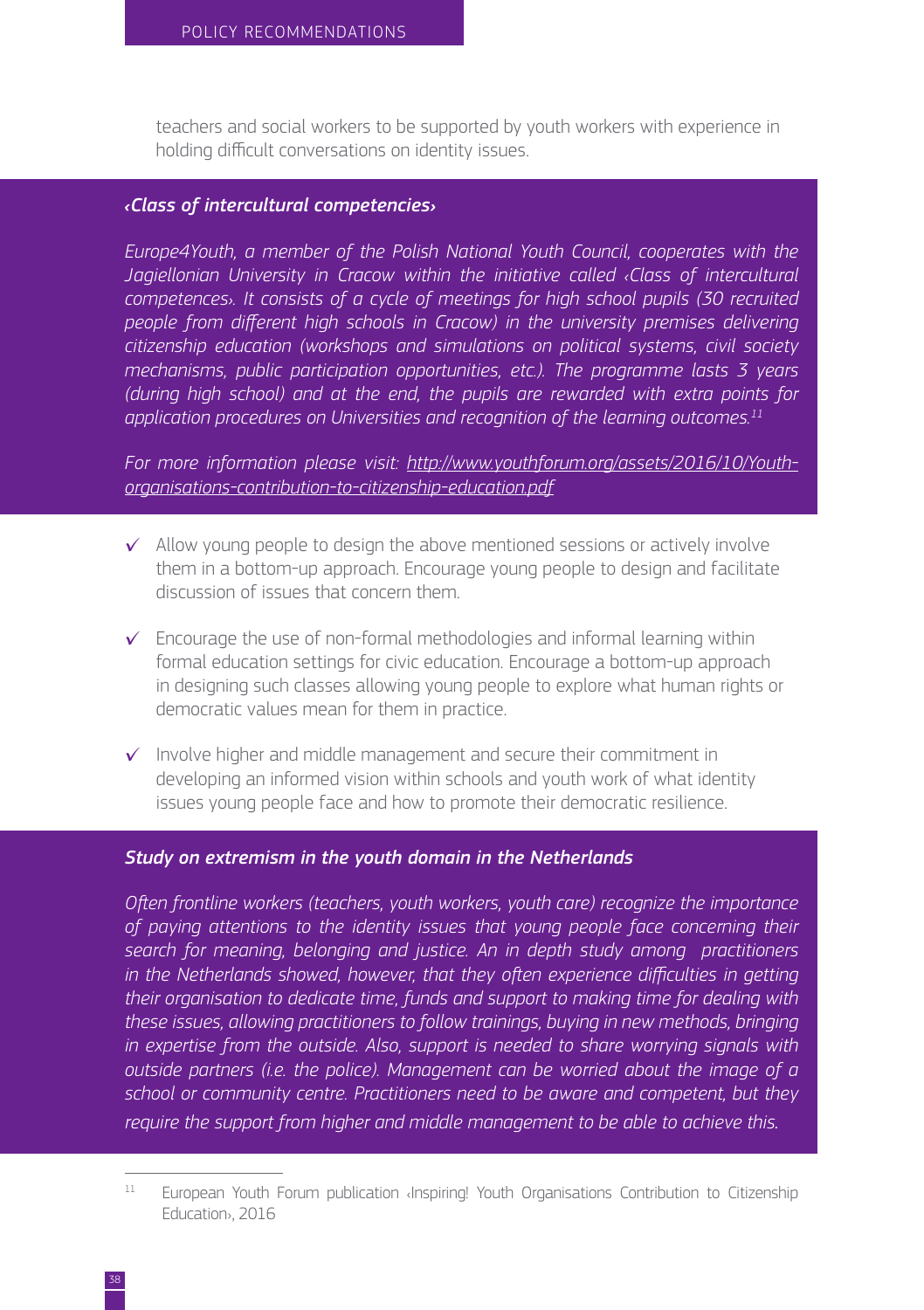teachers and social workers to be supported by youth workers with experience in holding difficult conversations on identity issues.

***‹Class of intercultural competencies›***

*Europe4Youth, a member of the Polish National Youth Council, cooperates with the Jagiellonian University in Cracow within the initiative called ‹Class of intercultural competences›. It consists of a cycle of meetings for high school pupils (30 recruited people from different high schools in Cracow) in the university premises delivering citizenship education (workshops and simulations on political systems, civil society mechanisms, public participation opportunities, etc.). The programme lasts 3 years (during high school) and at the end, the pupils are rewarded with extra points for application procedures on Universities and recognition of the learning outcomes.*[11]

*For more information please visit: http://www.youthforum.org/assets/2016/10/Youth-organisations-contribution-to-citizenship-education.pdf*

- ✓ Allow young people to design the above mentioned sessions or actively involve them in a bottom-up approach. Encourage young people to design and facilitate discussion of issues that concern them.
- ✓ Encourage the use of non-formal methodologies and informal learning within formal education settings for civic education. Encourage a bottom-up approach in designing such classes allowing young people to explore what human rights or democratic values mean for them in practice.
- ✓ Involve higher and middle management and secure their commitment in developing an informed vision within schools and youth work of what identity issues young people face and how to promote their democratic resilience.

***Study on extremism in the youth domain in the Netherlands***

*Often frontline workers (teachers, youth workers, youth care) recognize the importance of paying attentions to the identity issues that young people face concerning their search for meaning, belonging and justice. An in depth study among practitioners in the Netherlands showed, however, that they often experience difficulties in getting their organisation to dedicate time, funds and support to making time for dealing with these issues, allowing practitioners to follow trainings, buying in new methods, bringing in expertise from the outside. Also, support is needed to share worrying signals with outside partners (i.e. the police). Management can be worried about the image of a school or community centre. Practitioners need to be aware and competent, but they require the support from higher and middle management to be able to achieve this.*

---

[11] European Youth Forum publication ‹Inspiring! Youth Organisations Contribution to Citizenship Education›, 2016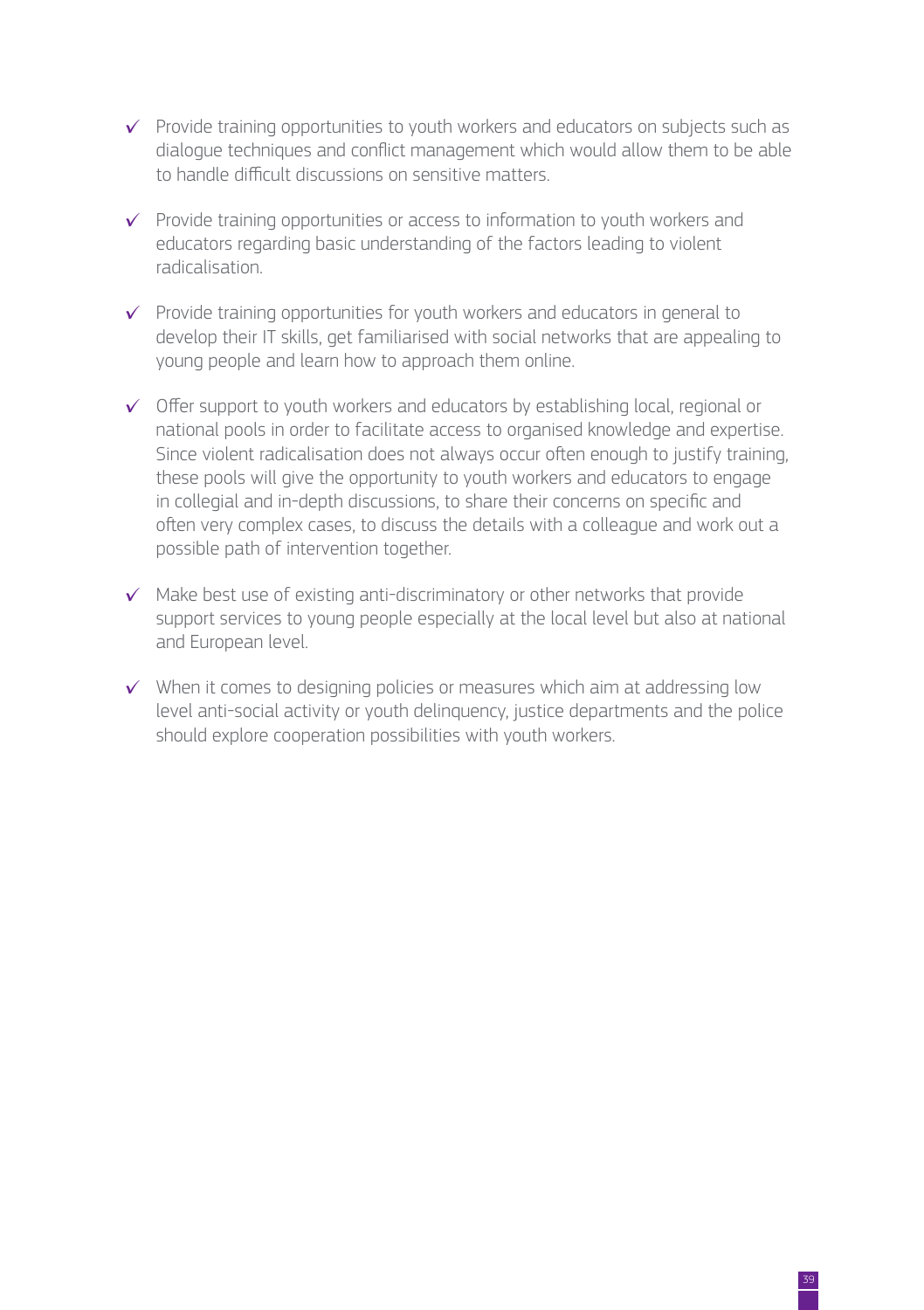- ✓ Provide training opportunities to youth workers and educators on subjects such as dialogue techniques and conflict management which would allow them to be able to handle difficult discussions on sensitive matters.

- ✓ Provide training opportunities or access to information to youth workers and educators regarding basic understanding of the factors leading to violent radicalisation.

- ✓ Provide training opportunities for youth workers and educators in general to develop their IT skills, get familiarised with social networks that are appealing to young people and learn how to approach them online.

- ✓ Offer support to youth workers and educators by establishing local, regional or national pools in order to facilitate access to organised knowledge and expertise. Since violent radicalisation does not always occur often enough to justify training, these pools will give the opportunity to youth workers and educators to engage in collegial and in-depth discussions, to share their concerns on specific and often very complex cases, to discuss the details with a colleague and work out a possible path of intervention together.

- ✓ Make best use of existing anti-discriminatory or other networks that provide support services to young people especially at the local level but also at national and European level.

- ✓ When it comes to designing policies or measures which aim at addressing low level anti-social activity or youth delinquency, justice departments and the police should explore cooperation possibilities with youth workers.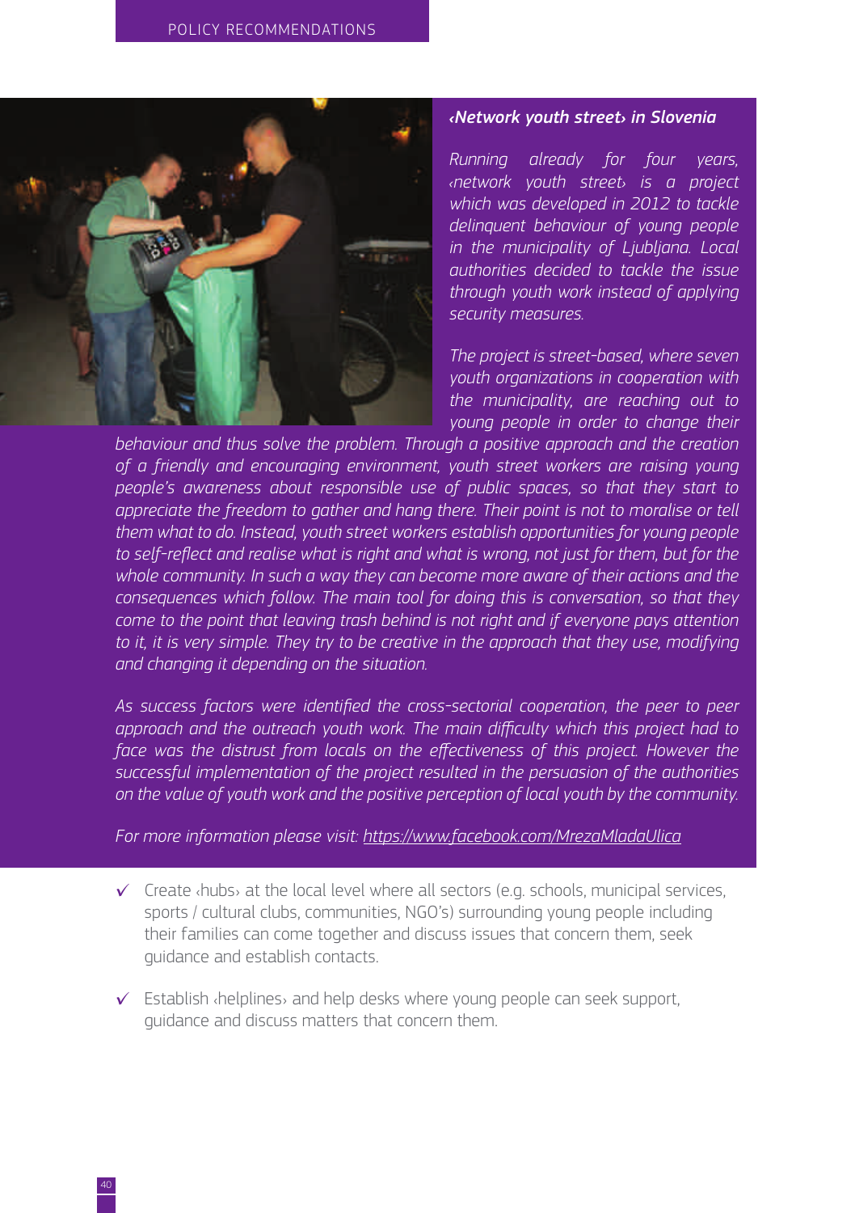### *‹Network youth street› in Slovenia*

*Running already for four years, ‹network youth street› is a project which was developed in 2012 to tackle delinquent behaviour of young people in the municipality of Ljubljana. Local authorities decided to tackle the issue through youth work instead of applying security measures.*

*The project is street-based, where seven youth organizations in cooperation with the municipality, are reaching out to young people in order to change their behaviour and thus solve the problem. Through a positive approach and the creation of a friendly and encouraging environment, youth street workers are raising young people's awareness about responsible use of public spaces, so that they start to appreciate the freedom to gather and hang there. Their point is not to moralise or tell them what to do. Instead, youth street workers establish opportunities for young people to self-reflect and realise what is right and what is wrong, not just for them, but for the whole community. In such a way they can become more aware of their actions and the consequences which follow. The main tool for doing this is conversation, so that they come to the point that leaving trash behind is not right and if everyone pays attention to it, it is very simple. They try to be creative in the approach that they use, modifying and changing it depending on the situation.*

*As success factors were identified the cross-sectorial cooperation, the peer to peer approach and the outreach youth work. The main difficulty which this project had to face was the distrust from locals on the effectiveness of this project. However the successful implementation of the project resulted in the persuasion of the authorities on the value of youth work and the positive perception of local youth by the community.*

*For more information please visit: https://www.facebook.com/MrezaMladaUlica*

- ✓ Create ‹hubs› at the local level where all sectors (e.g. schools, municipal services, sports / cultural clubs, communities, NGO's) surrounding young people including their families can come together and discuss issues that concern them, seek guidance and establish contacts.
- ✓ Establish ‹helplines› and help desks where young people can seek support, guidance and discuss matters that concern them.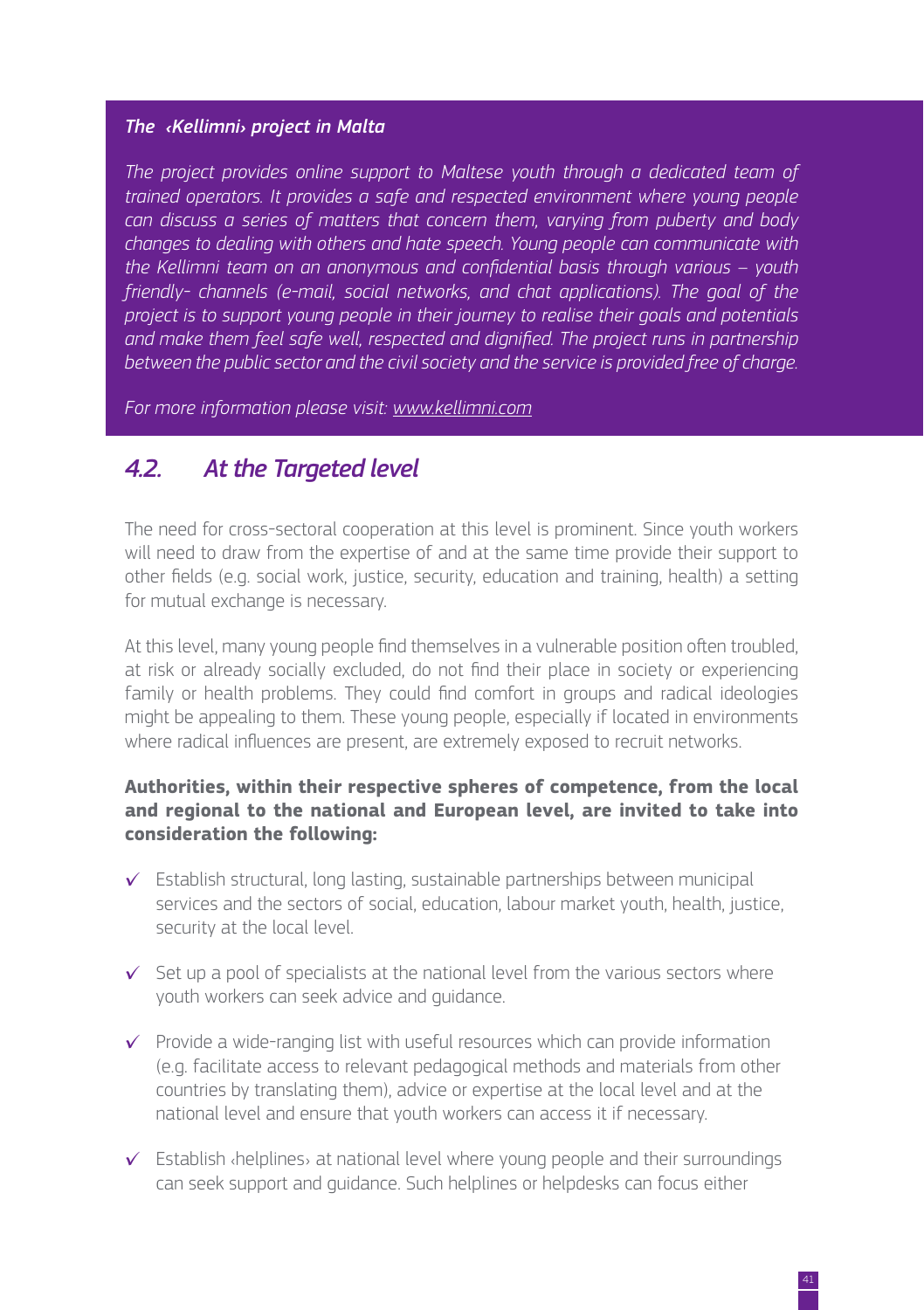***The ‹Kellimni› project in Malta***

*The project provides online support to Maltese youth through a dedicated team of trained operators. It provides a safe and respected environment where young people can discuss a series of matters that concern them, varying from puberty and body changes to dealing with others and hate speech. Young people can communicate with the Kellimni team on an anonymous and confidential basis through various – youth friendly- channels (e-mail, social networks, and chat applications). The goal of the project is to support young people in their journey to realise their goals and potentials and make them feel safe well, respected and dignified. The project runs in partnership between the public sector and the civil society and the service is provided free of charge.*

*For more information please visit: www.kellimni.com*

## *4.2. At the Targeted level*

The need for cross-sectoral cooperation at this level is prominent. Since youth workers will need to draw from the expertise of and at the same time provide their support to other fields (e.g. social work, justice, security, education and training, health) a setting for mutual exchange is necessary.

At this level, many young people find themselves in a vulnerable position often troubled, at risk or already socially excluded, do not find their place in society or experiencing family or health problems. They could find comfort in groups and radical ideologies might be appealing to them. These young people, especially if located in environments where radical influences are present, are extremely exposed to recruit networks.

**Authorities, within their respective spheres of competence, from the local and regional to the national and European level, are invited to take into consideration the following:**

- ✓ Establish structural, long lasting, sustainable partnerships between municipal services and the sectors of social, education, labour market youth, health, justice, security at the local level.
- ✓ Set up a pool of specialists at the national level from the various sectors where youth workers can seek advice and guidance.
- ✓ Provide a wide-ranging list with useful resources which can provide information (e.g. facilitate access to relevant pedagogical methods and materials from other countries by translating them), advice or expertise at the local level and at the national level and ensure that youth workers can access it if necessary.
- ✓ Establish ‹helplines› at national level where young people and their surroundings can seek support and guidance. Such helplines or helpdesks can focus either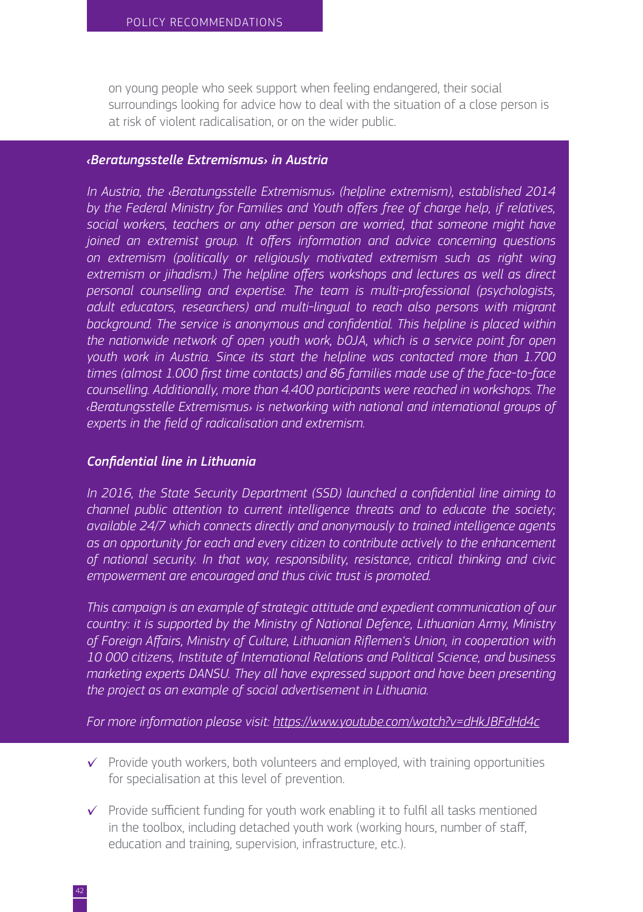on young people who seek support when feeling endangered, their social surroundings looking for advice how to deal with the situation of a close person is at risk of violent radicalisation, or on the wider public.

### *‹Beratungsstelle Extremismus› in Austria*

*In Austria, the ‹Beratungsstelle Extremismus› (helpline extremism), established 2014 by the Federal Ministry for Families and Youth offers free of charge help, if relatives, social workers, teachers or any other person are worried, that someone might have joined an extremist group. It offers information and advice concerning questions on extremism (politically or religiously motivated extremism such as right wing extremism or jihadism.) The helpline offers workshops and lectures as well as direct personal counselling and expertise. The team is multi-professional (psychologists, adult educators, researchers) and multi-lingual to reach also persons with migrant background. The service is anonymous and confidential. This helpline is placed within the nationwide network of open youth work, bOJA, which is a service point for open youth work in Austria. Since its start the helpline was contacted more than 1.700 times (almost 1.000 first time contacts) and 86 families made use of the face-to-face counselling. Additionally, more than 4.400 participants were reached in workshops. The ‹Beratungsstelle Extremismus› is networking with national and international groups of experts in the field of radicalisation and extremism.*

### *Confidential line in Lithuania*

*In 2016, the State Security Department (SSD) launched a confidential line aiming to channel public attention to current intelligence threats and to educate the society; available 24/7 which connects directly and anonymously to trained intelligence agents as an opportunity for each and every citizen to contribute actively to the enhancement of national security. In that way, responsibility, resistance, critical thinking and civic empowerment are encouraged and thus civic trust is promoted.*

*This campaign is an example of strategic attitude and expedient communication of our country: it is supported by the Ministry of National Defence, Lithuanian Army, Ministry of Foreign Affairs, Ministry of Culture, Lithuanian Riflemen's Union, in cooperation with 10 000 citizens, Institute of International Relations and Political Science, and business marketing experts DANSU. They all have expressed support and have been presenting the project as an example of social advertisement in Lithuania.*

*For more information please visit: https://www.youtube.com/watch?v=dHkJBFdHd4c*

- ✓ Provide youth workers, both volunteers and employed, with training opportunities for specialisation at this level of prevention.
- ✓ Provide sufficient funding for youth work enabling it to fulfil all tasks mentioned in the toolbox, including detached youth work (working hours, number of staff, education and training, supervision, infrastructure, etc.).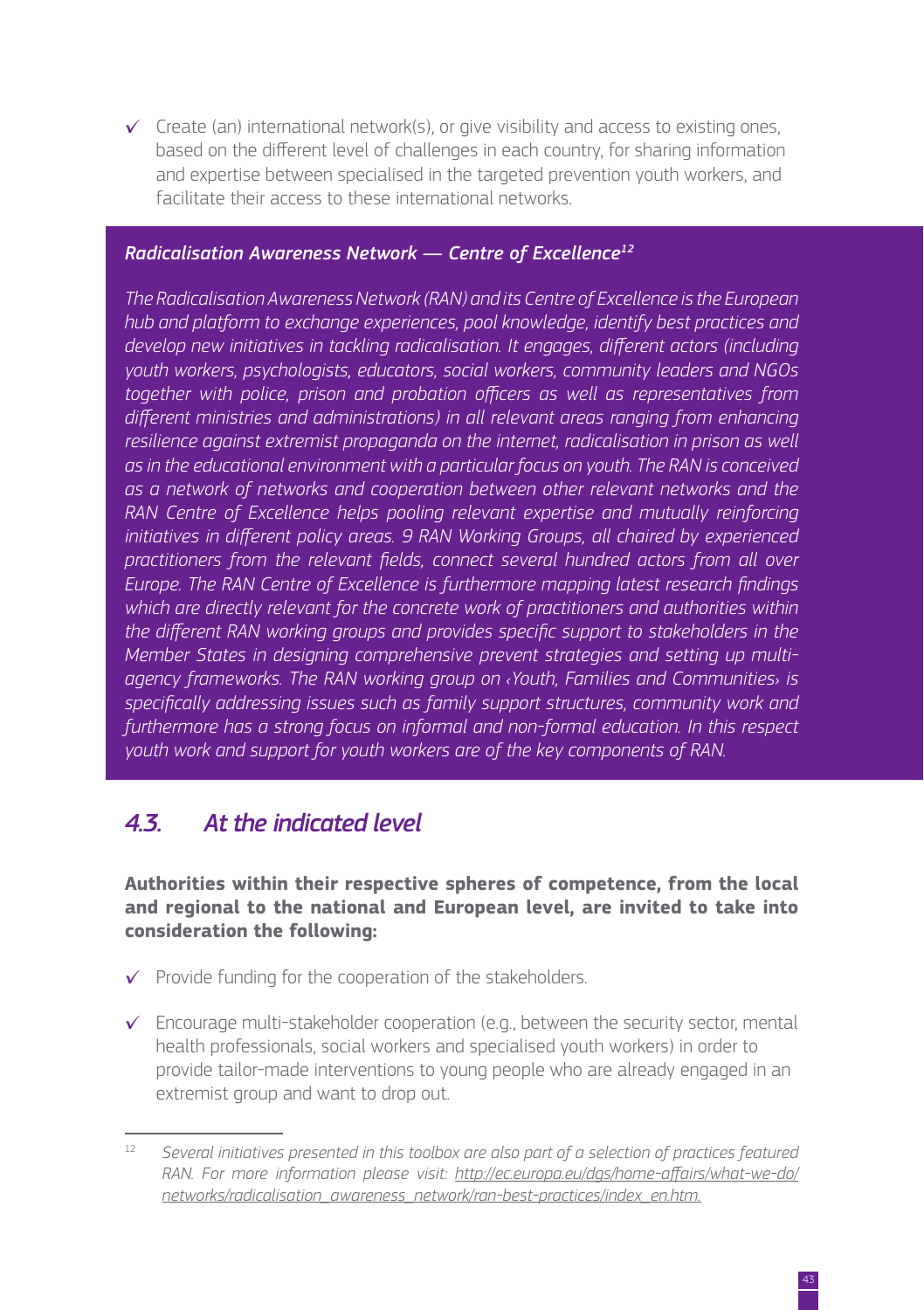- ✓ Create (an) international network(s), or give visibility and access to existing ones, based on the different level of challenges in each country, for sharing information and expertise between specialised in the targeted prevention youth workers, and facilitate their access to these international networks.

***Radicalisation Awareness Network — Centre of Excellence*[12]**

*The Radicalisation Awareness Network (RAN) and its Centre of Excellence is the European hub and platform to exchange experiences, pool knowledge, identify best practices and develop new initiatives in tackling radicalisation. It engages, different actors (including youth workers, psychologists, educators, social workers, community leaders and NGOs together with police, prison and probation officers as well as representatives from different ministries and administrations) in all relevant areas ranging from enhancing resilience against extremist propaganda on the internet, radicalisation in prison as well as in the educational environment with a particular focus on youth. The RAN is conceived as a network of networks and cooperation between other relevant networks and the RAN Centre of Excellence helps pooling relevant expertise and mutually reinforcing initiatives in different policy areas. 9 RAN Working Groups, all chaired by experienced practitioners from the relevant fields, connect several hundred actors from all over Europe. The RAN Centre of Excellence is furthermore mapping latest research findings which are directly relevant for the concrete work of practitioners and authorities within the different RAN working groups and provides specific support to stakeholders in the Member States in designing comprehensive prevent strategies and setting up multi-agency frameworks. The RAN working group on ‹Youth, Families and Communities› is specifically addressing issues such as family support structures, community work and furthermore has a strong focus on informal and non-formal education. In this respect youth work and support for youth workers are of the key components of RAN.*

## *4.3. At the indicated level*

**Authorities within their respective spheres of competence, from the local and regional to the national and European level, are invited to take into consideration the following:**

- ✓ Provide funding for the cooperation of the stakeholders.
- ✓ Encourage multi-stakeholder cooperation (e.g., between the security sector, mental health professionals, social workers and specialised youth workers) in order to provide tailor-made interventions to young people who are already engaged in an extremist group and want to drop out.

---

[12] *Several initiatives presented in this toolbox are also part of a selection of practices featured RAN. For more information please visit: http://ec.europa.eu/dgs/home-affairs/what-we-do/networks/radicalisation_awareness_network/ran-best-practices/index_en.htm.*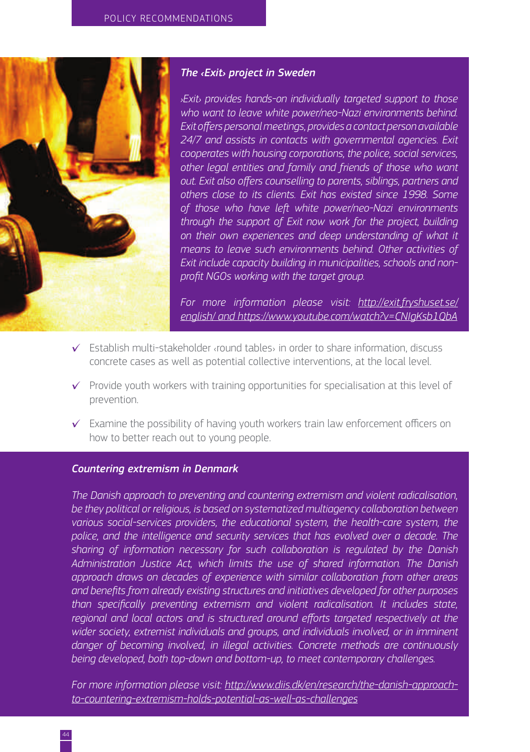### *The ‹Exit› project in Sweden*

*›Exit› provides hands-on individually targeted support to those who want to leave white power/neo-Nazi environments behind. Exit offers personal meetings, provides a contact person available 24/7 and assists in contacts with governmental agencies. Exit cooperates with housing corporations, the police, social services, other legal entities and family and friends of those who want out. Exit also offers counselling to parents, siblings, partners and others close to its clients. Exit has existed since 1998. Some of those who have left white power/neo-Nazi environments through the support of Exit now work for the project, building on their own experiences and deep understanding of what it means to leave such environments behind. Other activities of Exit include capacity building in municipalities, schools and non-profit NGOs working with the target group.*

*For more information please visit: http://exit.fryshuset.se/english/ and https://www.youtube.com/watch?v=CNIgKsb1QbA*

- ✓ Establish multi-stakeholder ‹round tables› in order to share information, discuss concrete cases as well as potential collective interventions, at the local level.
- ✓ Provide youth workers with training opportunities for specialisation at this level of prevention.
- ✓ Examine the possibility of having youth workers train law enforcement officers on how to better reach out to young people.

### *Countering extremism in Denmark*

*The Danish approach to preventing and countering extremism and violent radicalisation, be they political or religious, is based on systematized multiagency collaboration between various social-services providers, the educational system, the health-care system, the police, and the intelligence and security services that has evolved over a decade. The sharing of information necessary for such collaboration is regulated by the Danish Administration Justice Act, which limits the use of shared information. The Danish approach draws on decades of experience with similar collaboration from other areas and benefits from already existing structures and initiatives developed for other purposes than specifically preventing extremism and violent radicalisation. It includes state, regional and local actors and is structured around efforts targeted respectively at the wider society, extremist individuals and groups, and individuals involved, or in imminent danger of becoming involved, in illegal activities. Concrete methods are continuously being developed, both top-down and bottom-up, to meet contemporary challenges.*

*For more information please visit: http://www.diis.dk/en/research/the-danish-approach-to-countering-extremism-holds-potential-as-well-as-challenges*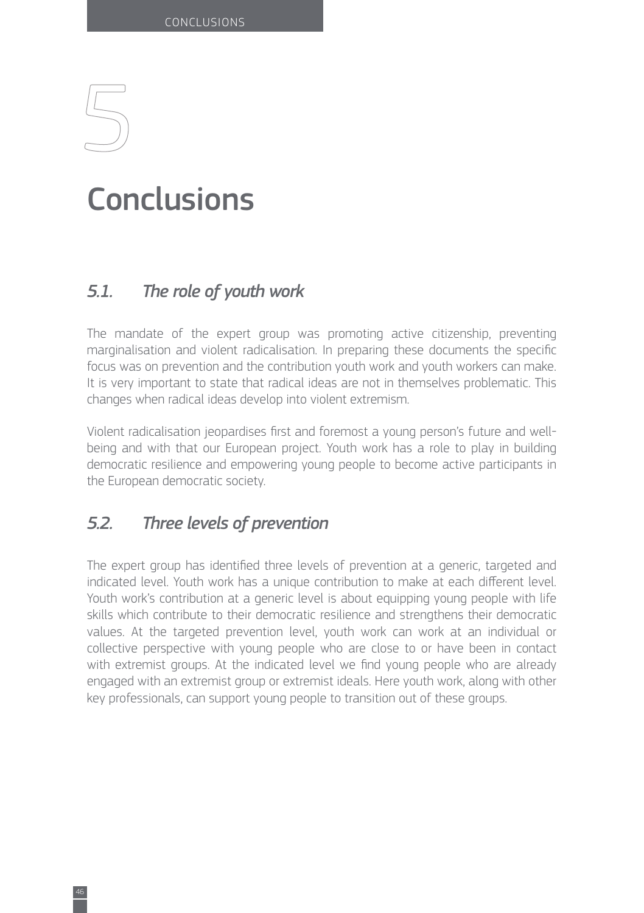# 5 Conclusions

## *5.1. The role of youth work*

The mandate of the expert group was promoting active citizenship, preventing marginalisation and violent radicalisation. In preparing these documents the specific focus was on prevention and the contribution youth work and youth workers can make. It is very important to state that radical ideas are not in themselves problematic. This changes when radical ideas develop into violent extremism.

Violent radicalisation jeopardises first and foremost a young person's future and well-being and with that our European project. Youth work has a role to play in building democratic resilience and empowering young people to become active participants in the European democratic society.

## *5.2. Three levels of prevention*

The expert group has identified three levels of prevention at a generic, targeted and indicated level. Youth work has a unique contribution to make at each different level. Youth work's contribution at a generic level is about equipping young people with life skills which contribute to their democratic resilience and strengthens their democratic values. At the targeted prevention level, youth work can work at an individual or collective perspective with young people who are close to or have been in contact with extremist groups. At the indicated level we find young people who are already engaged with an extremist group or extremist ideals. Here youth work, along with other key professionals, can support young people to transition out of these groups.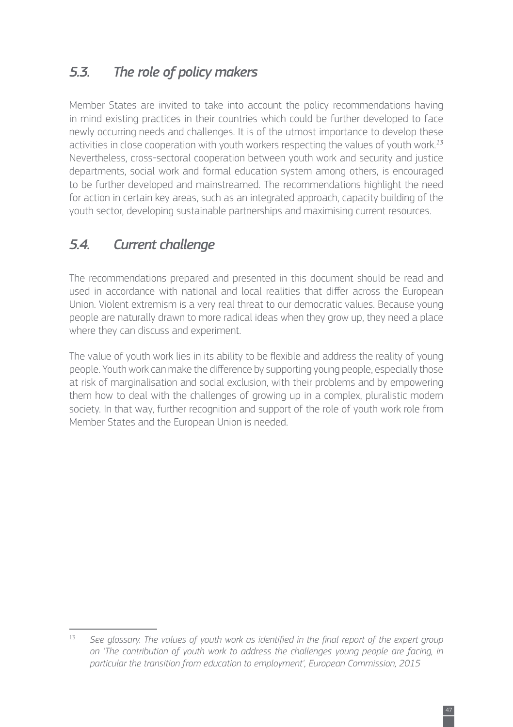## *5.3. The role of policy makers*

Member States are invited to take into account the policy recommendations having in mind existing practices in their countries which could be further developed to face newly occurring needs and challenges. It is of the utmost importance to develop these activities in close cooperation with youth workers respecting the values of youth work.[13] Nevertheless, cross-sectoral cooperation between youth work and security and justice departments, social work and formal education system among others, is encouraged to be further developed and mainstreamed. The recommendations highlight the need for action in certain key areas, such as an integrated approach, capacity building of the youth sector, developing sustainable partnerships and maximising current resources.

## *5.4. Current challenge*

The recommendations prepared and presented in this document should be read and used in accordance with national and local realities that differ across the European Union. Violent extremism is a very real threat to our democratic values. Because young people are naturally drawn to more radical ideas when they grow up, they need a place where they can discuss and experiment.

The value of youth work lies in its ability to be flexible and address the reality of young people. Youth work can make the difference by supporting young people, especially those at risk of marginalisation and social exclusion, with their problems and by empowering them how to deal with the challenges of growing up in a complex, pluralistic modern society. In that way, further recognition and support of the role of youth work role from Member States and the European Union is needed.

---

[13] *See glossary. The values of youth work as identified in the final report of the expert group on 'The contribution of youth work to address the challenges young people are facing, in particular the transition from education to employment', European Commission, 2015*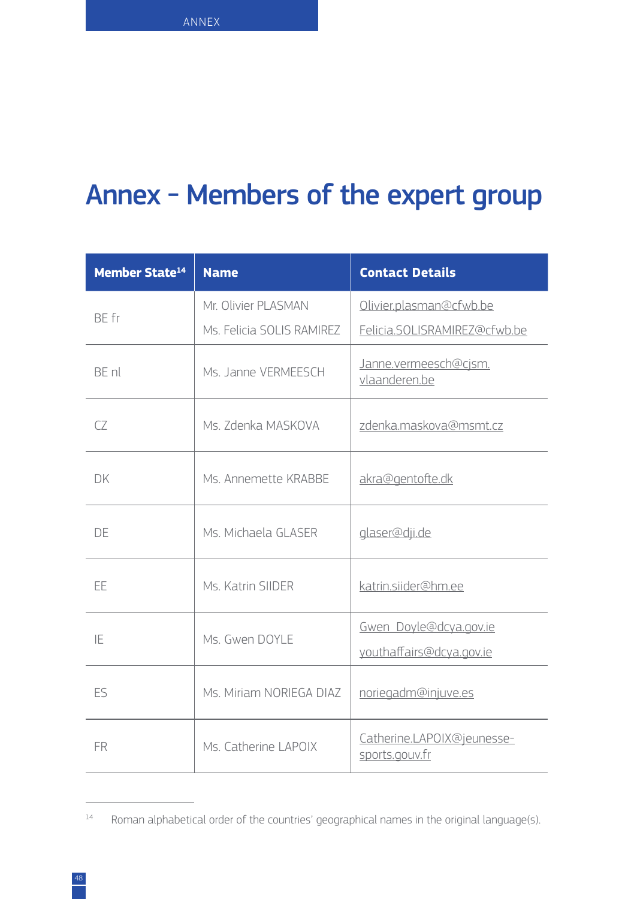# Annex - Members of the expert group

| Member State[14] | Name | Contact Details |
|---|---|---|
| BE fr | Mr. Olivier PLASMAN<br>Ms. Felicia SOLIS RAMIREZ | Olivier.plasman@cfwb.be<br>Felicia.SOLISRAMIREZ@cfwb.be |
| BE nl | Ms. Janne VERMEESCH | Janne.vermeesch@cjsm.vlaanderen.be |
| CZ | Ms. Zdenka MASKOVA | zdenka.maskova@msmt.cz |
| DK | Ms. Annemette KRABBE | akra@gentofte.dk |
| DE | Ms. Michaela GLASER | glaser@dji.de |
| EE | Ms. Katrin SIIDER | katrin.siider@hm.ee |
| IE | Ms. Gwen DOYLE | Gwen_Doyle@dcya.gov.ie<br>youthaffairs@dcya.gov.ie |
| ES | Ms. Miriam NORIEGA DIAZ | noriegadm@injuve.es |
| FR | Ms. Catherine LAPOIX | Catherine.LAPOIX@jeunesse-sports.gouv.fr |

[14] Roman alphabetical order of the countries' geographical names in the original language(s).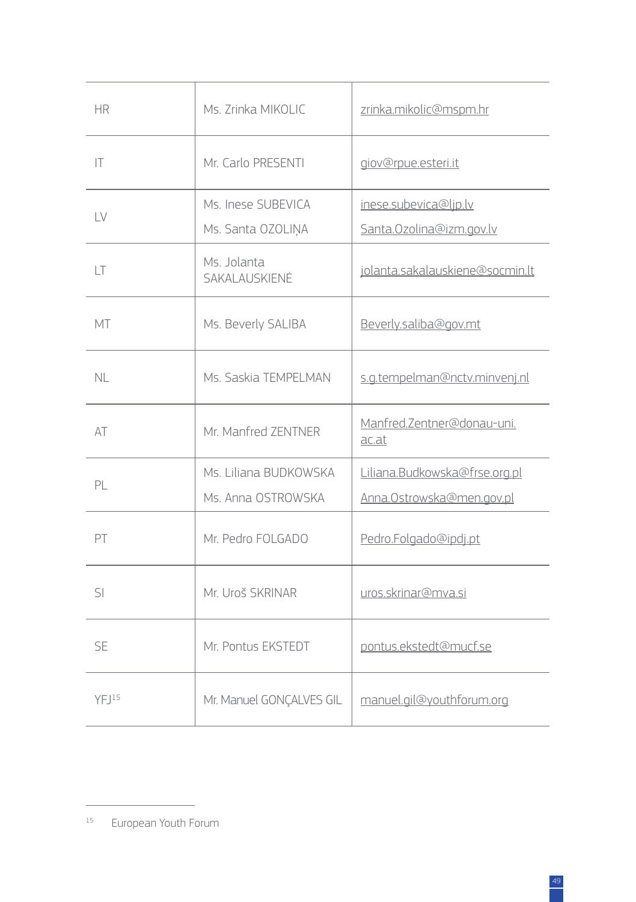| | | |
|---|---|---|
| HR | Ms. Zrinka MIKOLIC | zrinka.mikolic@mspm.hr |
| IT | Mr. Carlo PRESENTI | giov@rpue.esteri.it |
| LV | Ms. Inese SUBEVICA<br>Ms. Santa OZOLIŅA | inese.subevica@ljp.lv<br>Santa.Ozolina@izm.gov.lv |
| LT | Ms. Jolanta SAKALAUSKIENĖ | jolanta.sakalauskiene@socmin.lt |
| MT | Ms. Beverly SALIBA | Beverly.saliba@gov.mt |
| NL | Ms. Saskia TEMPELMAN | s.g.tempelman@nctv.minvenj.nl |
| AT | Mr. Manfred ZENTNER | Manfred.Zentner@donau-uni.ac.at |
| PL | Ms. Liliana BUDKOWSKA<br>Ms. Anna OSTROWSKA | Liliana.Budkowska@frse.org.pl<br>Anna.Ostrowska@men.gov.pl |
| PT | Mr. Pedro FOLGADO | Pedro.Folgado@ipdj.pt |
| SI | Mr. Uroš SKRINAR | uros.skrinar@mva.si |
| SE | Mr. Pontus EKSTEDT | pontus.ekstedt@mucf.se |
| YFJ[15] | Mr. Manuel GONÇALVES GIL | manuel.gil@youthforum.org |

[15] European Youth Forum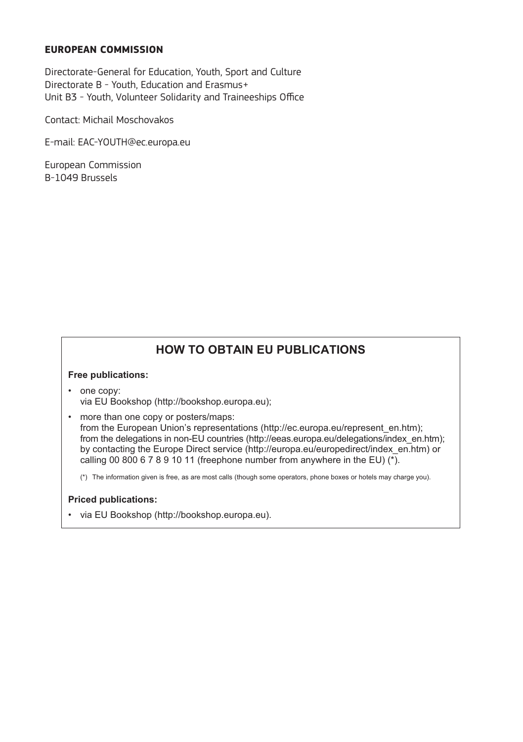**EUROPEAN COMMISSION**

Directorate-General for Education, Youth, Sport and Culture
Directorate B - Youth, Education and Erasmus+
Unit B3 - Youth, Volunteer Solidarity and Traineeships Office

Contact: Michail Moschovakos

E-mail: EAC-YOUTH@ec.europa.eu

European Commission
B-1049 Brussels

## HOW TO OBTAIN EU PUBLICATIONS

**Free publications:**

- one copy:
  via EU Bookshop (http://bookshop.europa.eu);
- more than one copy or posters/maps:
  from the European Union's representations (http://ec.europa.eu/represent_en.htm);
  from the delegations in non-EU countries (http://eeas.europa.eu/delegations/index_en.htm);
  by contacting the Europe Direct service (http://europa.eu/europedirect/index_en.htm) or
  calling 00 800 6 7 8 9 10 11 (freephone number from anywhere in the EU) (*).

  (*) The information given is free, as are most calls (though some operators, phone boxes or hotels may charge you).

**Priced publications:**

- via EU Bookshop (http://bookshop.europa.eu).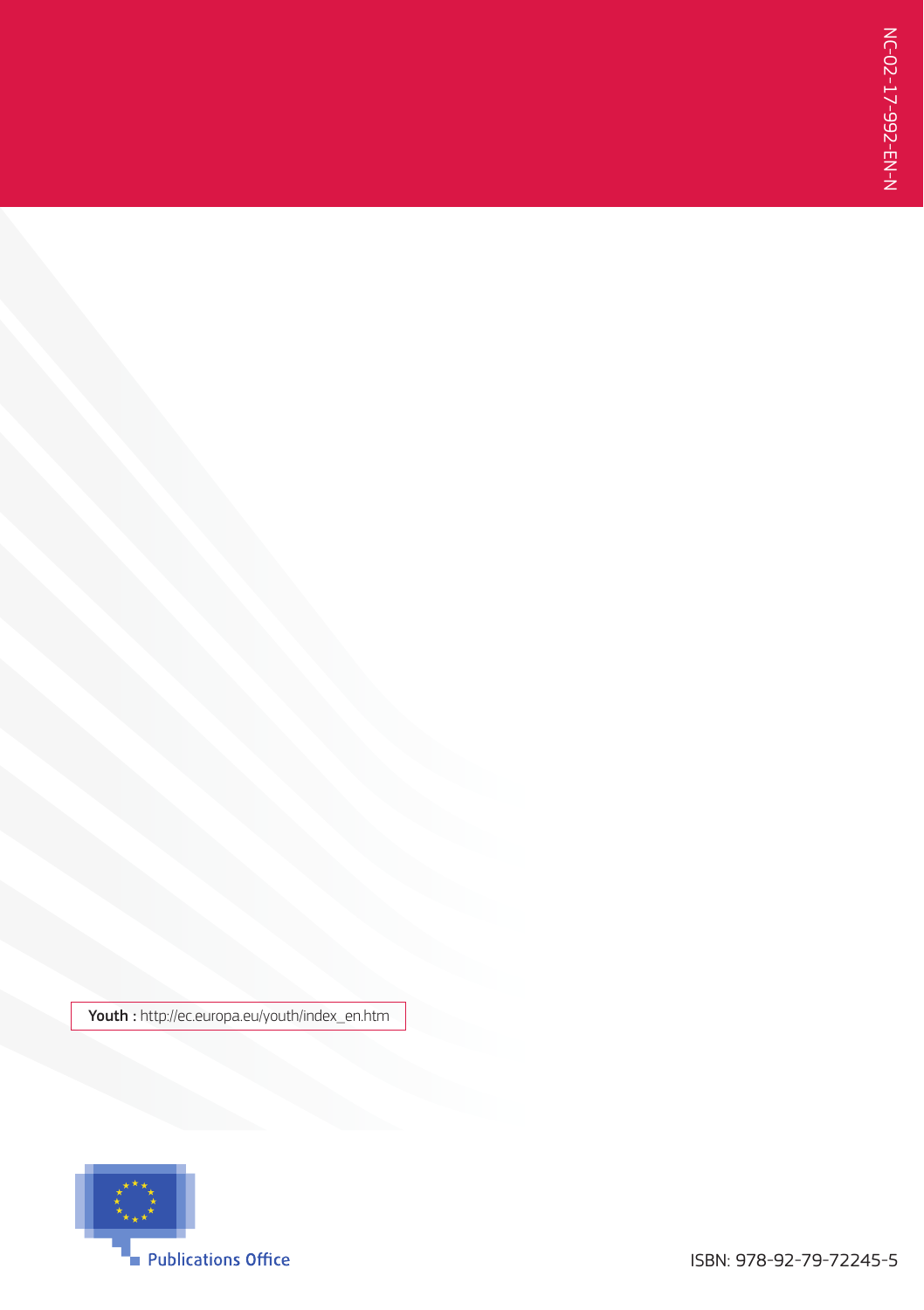NC-02-17-992-EN-N

**Youth :** http://ec.europa.eu/youth/index_en.htm

Publications Office

ISBN: 978-92-79-72245-5